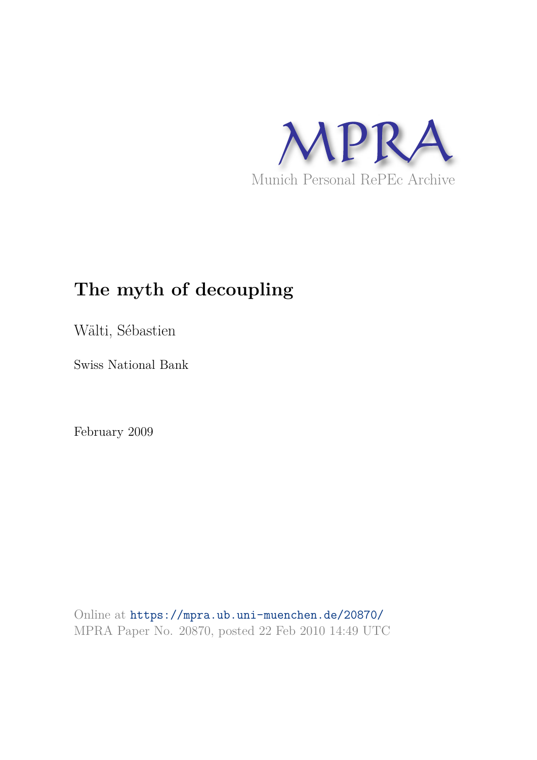MPRA

Munich Personal RePEc Archive

# The myth of decoupling

Wälti, Sébastien

Swiss National Bank

February 2009

Online at https://mpra.ub.uni-muenchen.de/20870/
MPRA Paper No. 20870, posted 22 Feb 2010 14:49 UTC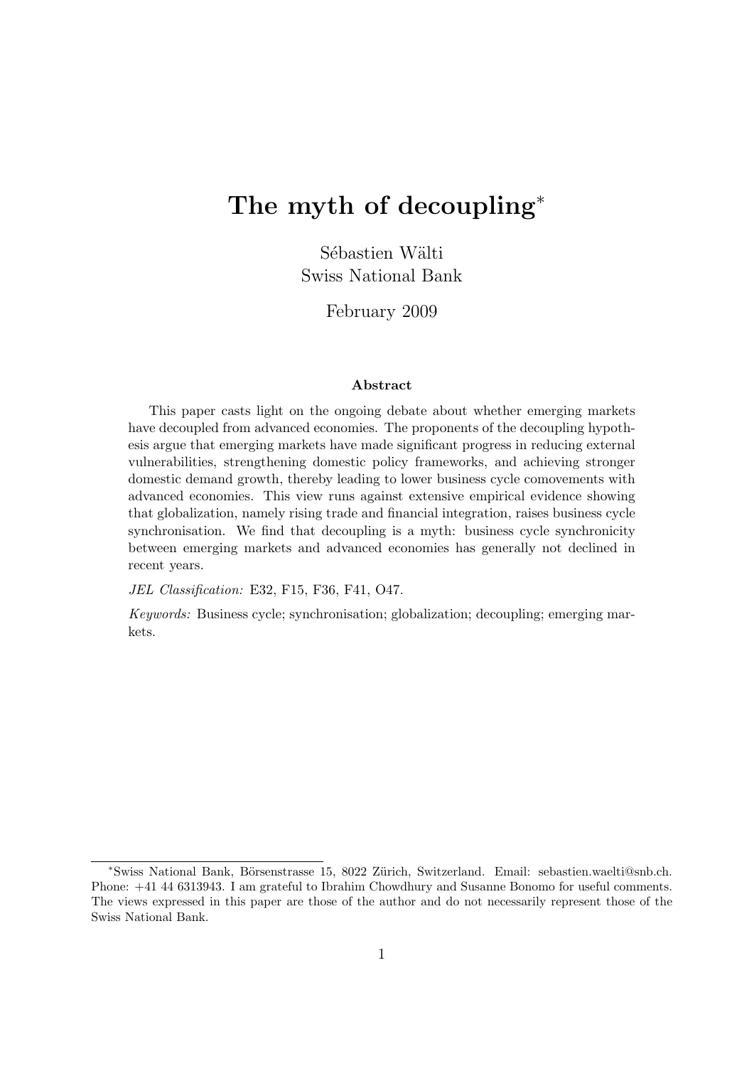# The myth of decoupling*

Sébastien Wälti
Swiss National Bank

February 2009

### Abstract

This paper casts light on the ongoing debate about whether emerging markets have decoupled from advanced economies. The proponents of the decoupling hypothesis argue that emerging markets have made significant progress in reducing external vulnerabilities, strengthening domestic policy frameworks, and achieving stronger domestic demand growth, thereby leading to lower business cycle comovements with advanced economies. This view runs against extensive empirical evidence showing that globalization, namely rising trade and financial integration, raises business cycle synchronisation. We find that decoupling is a myth: business cycle synchronicity between emerging markets and advanced economies has generally not declined in recent years.

*JEL Classification:* E32, F15, F36, F41, O47.

*Keywords:* Business cycle; synchronisation; globalization; decoupling; emerging markets.

---

*Swiss National Bank, Börsenstrasse 15, 8022 Zürich, Switzerland. Email: sebastien.waelti@snb.ch. Phone: +41 44 6313943. I am grateful to Ibrahim Chowdhury and Susanne Bonomo for useful comments. The views expressed in this paper are those of the author and do not necessarily represent those of the Swiss National Bank.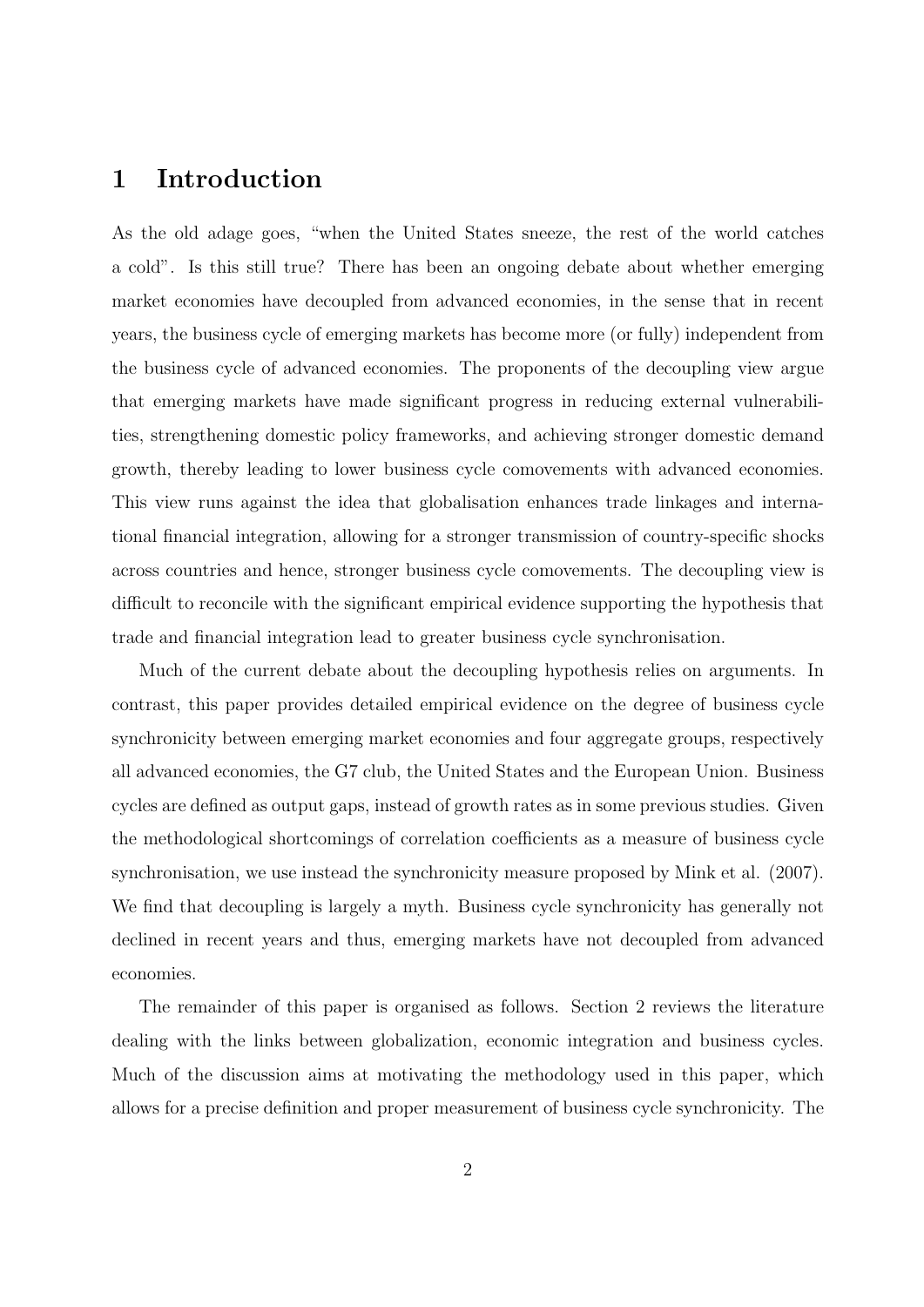# 1 Introduction

As the old adage goes, "when the United States sneeze, the rest of the world catches a cold". Is this still true? There has been an ongoing debate about whether emerging market economies have decoupled from advanced economies, in the sense that in recent years, the business cycle of emerging markets has become more (or fully) independent from the business cycle of advanced economies. The proponents of the decoupling view argue that emerging markets have made significant progress in reducing external vulnerabilities, strengthening domestic policy frameworks, and achieving stronger domestic demand growth, thereby leading to lower business cycle comovements with advanced economies. This view runs against the idea that globalisation enhances trade linkages and international financial integration, allowing for a stronger transmission of country-specific shocks across countries and hence, stronger business cycle comovements. The decoupling view is difficult to reconcile with the significant empirical evidence supporting the hypothesis that trade and financial integration lead to greater business cycle synchronisation.

Much of the current debate about the decoupling hypothesis relies on arguments. In contrast, this paper provides detailed empirical evidence on the degree of business cycle synchronicity between emerging market economies and four aggregate groups, respectively all advanced economies, the G7 club, the United States and the European Union. Business cycles are defined as output gaps, instead of growth rates as in some previous studies. Given the methodological shortcomings of correlation coefficients as a measure of business cycle synchronisation, we use instead the synchronicity measure proposed by Mink et al. (2007). We find that decoupling is largely a myth. Business cycle synchronicity has generally not declined in recent years and thus, emerging markets have not decoupled from advanced economies.

The remainder of this paper is organised as follows. Section 2 reviews the literature dealing with the links between globalization, economic integration and business cycles. Much of the discussion aims at motivating the methodology used in this paper, which allows for a precise definition and proper measurement of business cycle synchronicity. The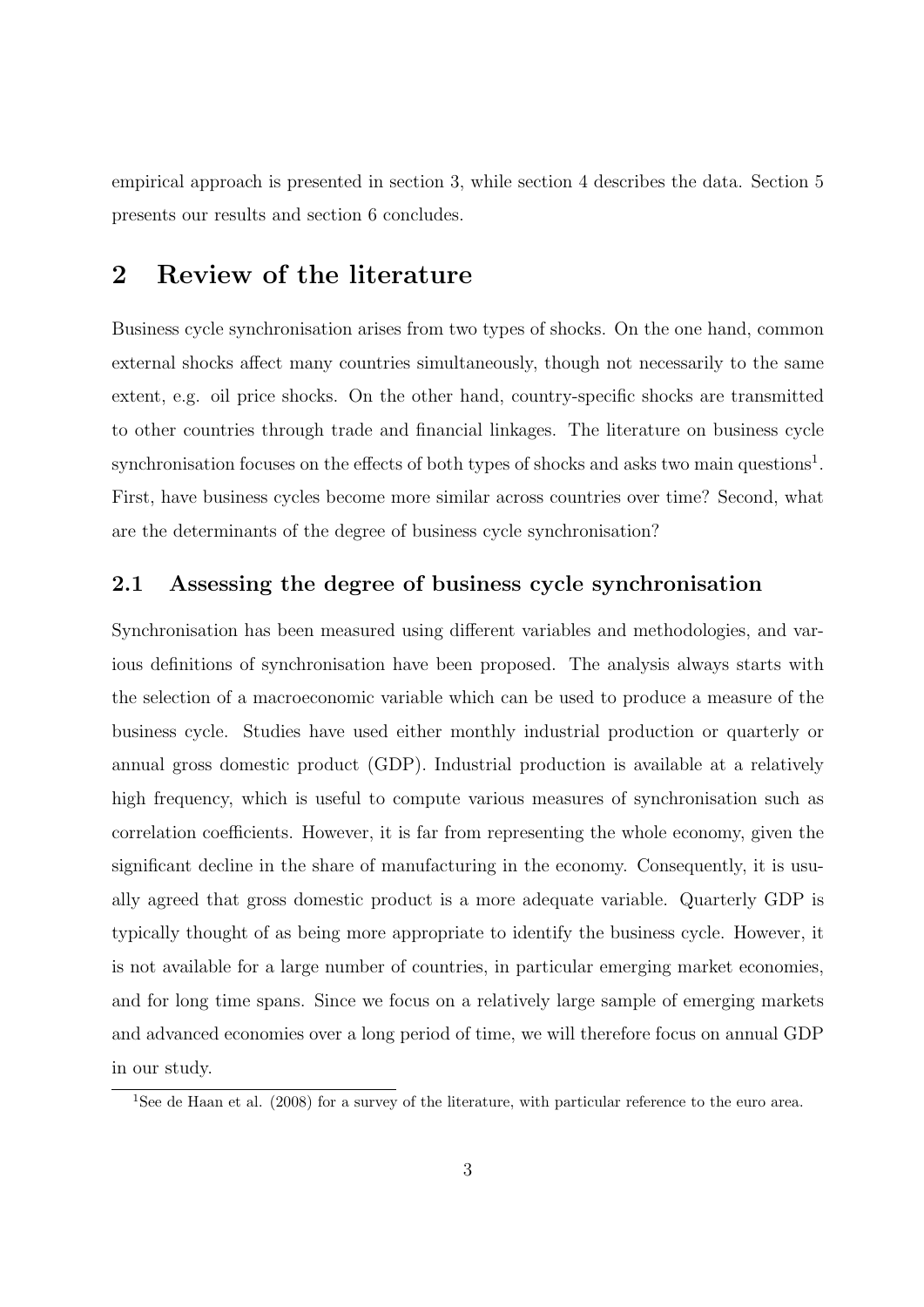empirical approach is presented in section 3, while section 4 describes the data. Section 5 presents our results and section 6 concludes.

## 2 Review of the literature

Business cycle synchronisation arises from two types of shocks. On the one hand, common external shocks affect many countries simultaneously, though not necessarily to the same extent, e.g. oil price shocks. On the other hand, country-specific shocks are transmitted to other countries through trade and financial linkages. The literature on business cycle synchronisation focuses on the effects of both types of shocks and asks two main questions[1]. First, have business cycles become more similar across countries over time? Second, what are the determinants of the degree of business cycle synchronisation?

### 2.1 Assessing the degree of business cycle synchronisation

Synchronisation has been measured using different variables and methodologies, and various definitions of synchronisation have been proposed. The analysis always starts with the selection of a macroeconomic variable which can be used to produce a measure of the business cycle. Studies have used either monthly industrial production or quarterly or annual gross domestic product (GDP). Industrial production is available at a relatively high frequency, which is useful to compute various measures of synchronisation such as correlation coefficients. However, it is far from representing the whole economy, given the significant decline in the share of manufacturing in the economy. Consequently, it is usually agreed that gross domestic product is a more adequate variable. Quarterly GDP is typically thought of as being more appropriate to identify the business cycle. However, it is not available for a large number of countries, in particular emerging market economies, and for long time spans. Since we focus on a relatively large sample of emerging markets and advanced economies over a long period of time, we will therefore focus on annual GDP in our study.

[1] See de Haan et al. (2008) for a survey of the literature, with particular reference to the euro area.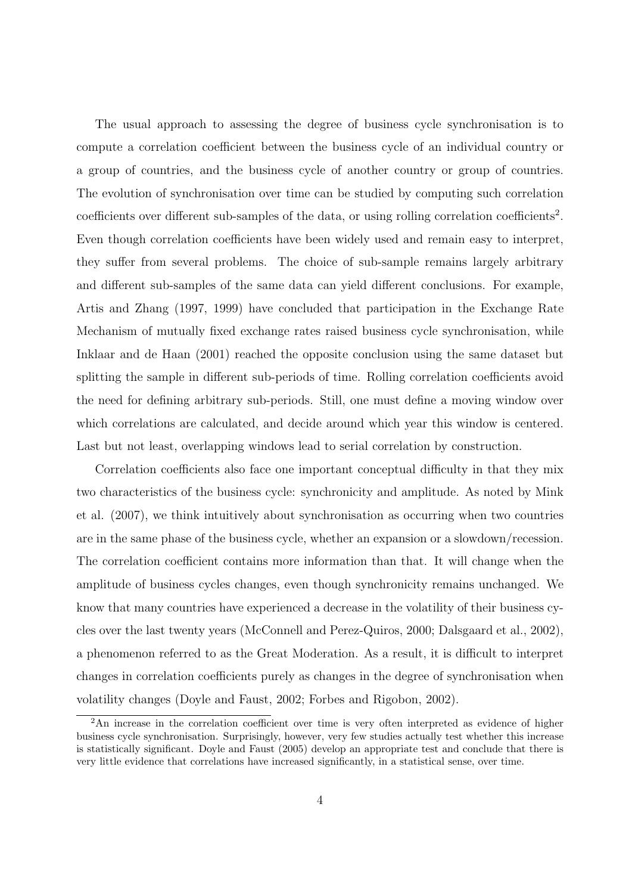The usual approach to assessing the degree of business cycle synchronisation is to compute a correlation coefficient between the business cycle of an individual country or a group of countries, and the business cycle of another country or group of countries. The evolution of synchronisation over time can be studied by computing such correlation coefficients over different sub-samples of the data, or using rolling correlation coefficients[2]. Even though correlation coefficients have been widely used and remain easy to interpret, they suffer from several problems. The choice of sub-sample remains largely arbitrary and different sub-samples of the same data can yield different conclusions. For example, Artis and Zhang (1997, 1999) have concluded that participation in the Exchange Rate Mechanism of mutually fixed exchange rates raised business cycle synchronisation, while Inklaar and de Haan (2001) reached the opposite conclusion using the same dataset but splitting the sample in different sub-periods of time. Rolling correlation coefficients avoid the need for defining arbitrary sub-periods. Still, one must define a moving window over which correlations are calculated, and decide around which year this window is centered. Last but not least, overlapping windows lead to serial correlation by construction.

Correlation coefficients also face one important conceptual difficulty in that they mix two characteristics of the business cycle: synchronicity and amplitude. As noted by Mink et al. (2007), we think intuitively about synchronisation as occurring when two countries are in the same phase of the business cycle, whether an expansion or a slowdown/recession. The correlation coefficient contains more information than that. It will change when the amplitude of business cycles changes, even though synchronicity remains unchanged. We know that many countries have experienced a decrease in the volatility of their business cycles over the last twenty years (McConnell and Perez-Quiros, 2000; Dalsgaard et al., 2002), a phenomenon referred to as the Great Moderation. As a result, it is difficult to interpret changes in correlation coefficients purely as changes in the degree of synchronisation when volatility changes (Doyle and Faust, 2002; Forbes and Rigobon, 2002).

[2] An increase in the correlation coefficient over time is very often interpreted as evidence of higher business cycle synchronisation. Surprisingly, however, very few studies actually test whether this increase is statistically significant. Doyle and Faust (2005) develop an appropriate test and conclude that there is very little evidence that correlations have increased significantly, in a statistical sense, over time.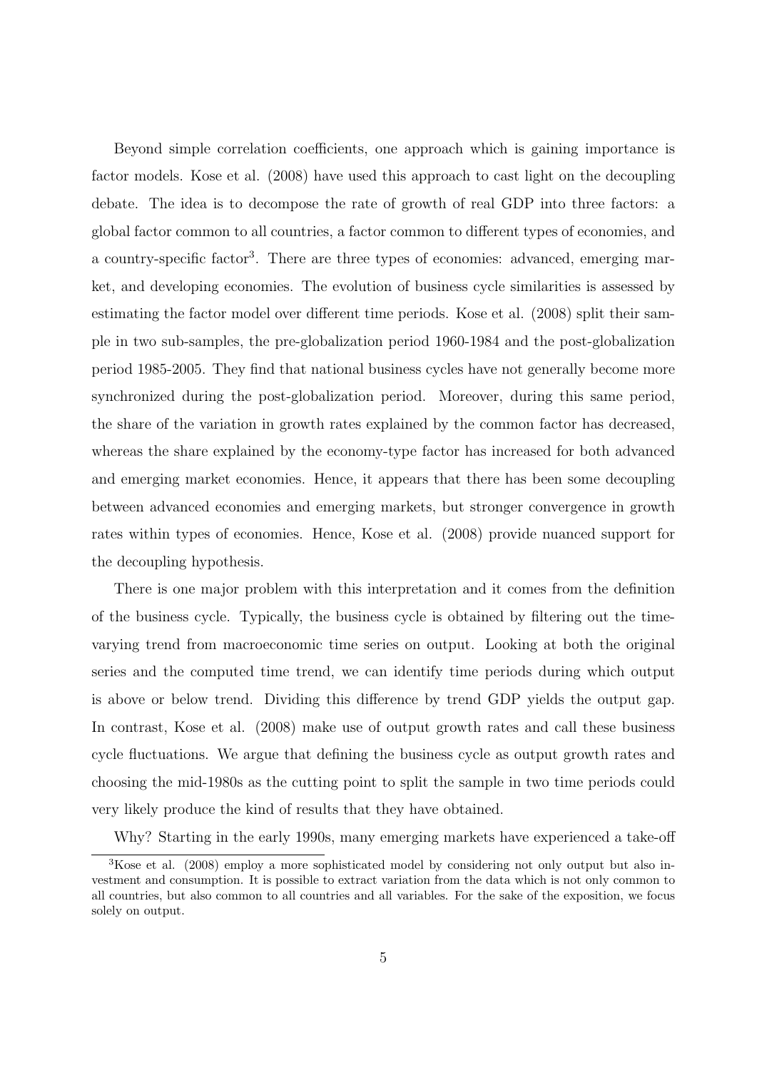Beyond simple correlation coefficients, one approach which is gaining importance is factor models. Kose et al. (2008) have used this approach to cast light on the decoupling debate. The idea is to decompose the rate of growth of real GDP into three factors: a global factor common to all countries, a factor common to different types of economies, and a country-specific factor[3]. There are three types of economies: advanced, emerging market, and developing economies. The evolution of business cycle similarities is assessed by estimating the factor model over different time periods. Kose et al. (2008) split their sample in two sub-samples, the pre-globalization period 1960-1984 and the post-globalization period 1985-2005. They find that national business cycles have not generally become more synchronized during the post-globalization period. Moreover, during this same period, the share of the variation in growth rates explained by the common factor has decreased, whereas the share explained by the economy-type factor has increased for both advanced and emerging market economies. Hence, it appears that there has been some decoupling between advanced economies and emerging markets, but stronger convergence in growth rates within types of economies. Hence, Kose et al. (2008) provide nuanced support for the decoupling hypothesis.

There is one major problem with this interpretation and it comes from the definition of the business cycle. Typically, the business cycle is obtained by filtering out the time-varying trend from macroeconomic time series on output. Looking at both the original series and the computed time trend, we can identify time periods during which output is above or below trend. Dividing this difference by trend GDP yields the output gap. In contrast, Kose et al. (2008) make use of output growth rates and call these business cycle fluctuations. We argue that defining the business cycle as output growth rates and choosing the mid-1980s as the cutting point to split the sample in two time periods could very likely produce the kind of results that they have obtained.

Why? Starting in the early 1990s, many emerging markets have experienced a take-off

[3] Kose et al. (2008) employ a more sophisticated model by considering not only output but also investment and consumption. It is possible to extract variation from the data which is not only common to all countries, but also common to all countries and all variables. For the sake of the exposition, we focus solely on output.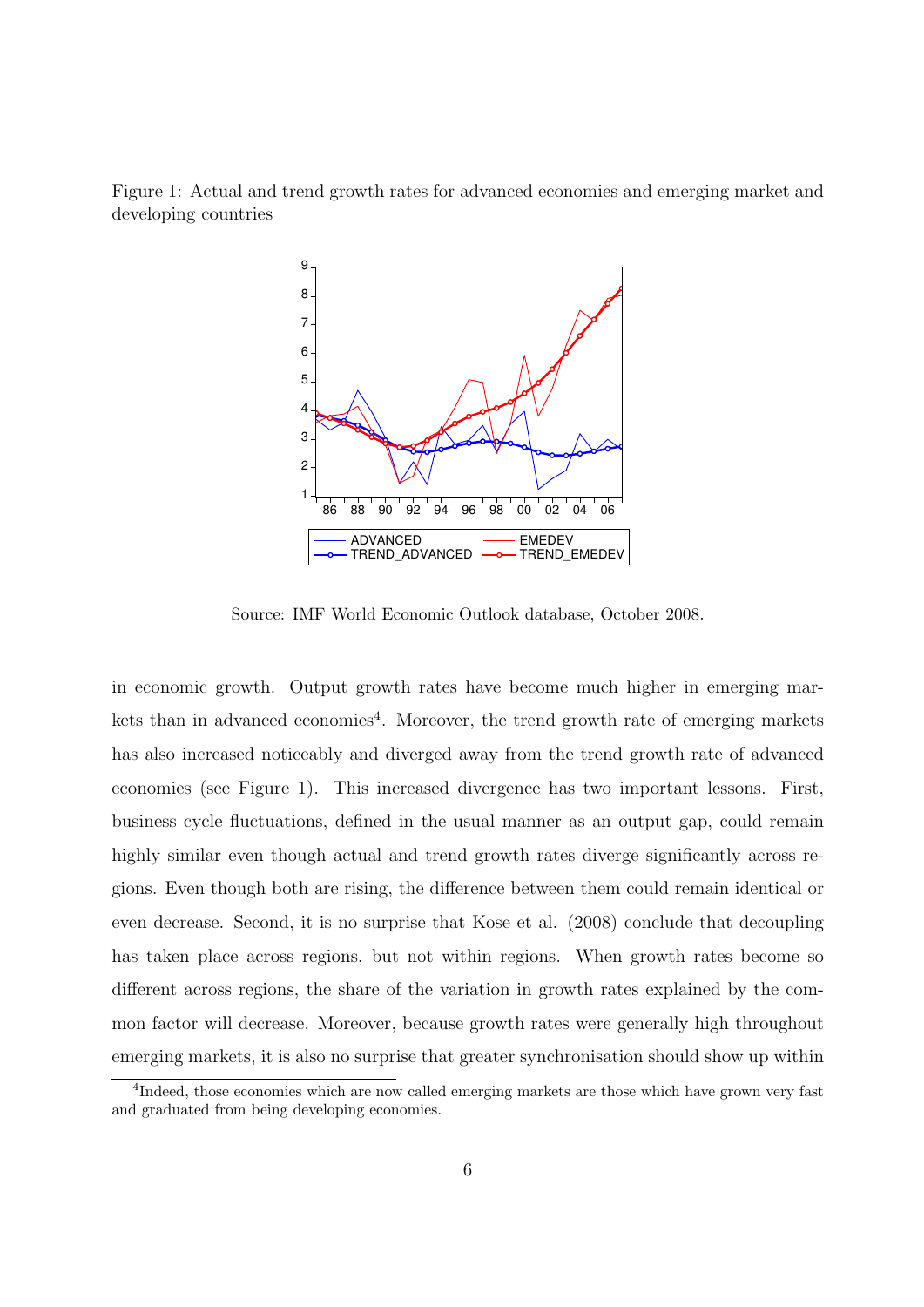Figure 1: Actual and trend growth rates for advanced economies and emerging market and developing countries

Source: IMF World Economic Outlook database, October 2008.

in economic growth. Output growth rates have become much higher in emerging markets than in advanced economies[4]. Moreover, the trend growth rate of emerging markets has also increased noticeably and diverged away from the trend growth rate of advanced economies (see Figure 1). This increased divergence has two important lessons. First, business cycle fluctuations, defined in the usual manner as an output gap, could remain highly similar even though actual and trend growth rates diverge significantly across regions. Even though both are rising, the difference between them could remain identical or even decrease. Second, it is no surprise that Kose et al. (2008) conclude that decoupling has taken place across regions, but not within regions. When growth rates become so different across regions, the share of the variation in growth rates explained by the common factor will decrease. Moreover, because growth rates were generally high throughout emerging markets, it is also no surprise that greater synchronisation should show up within

[4] Indeed, those economies which are now called emerging markets are those which have grown very fast and graduated from being developing economies.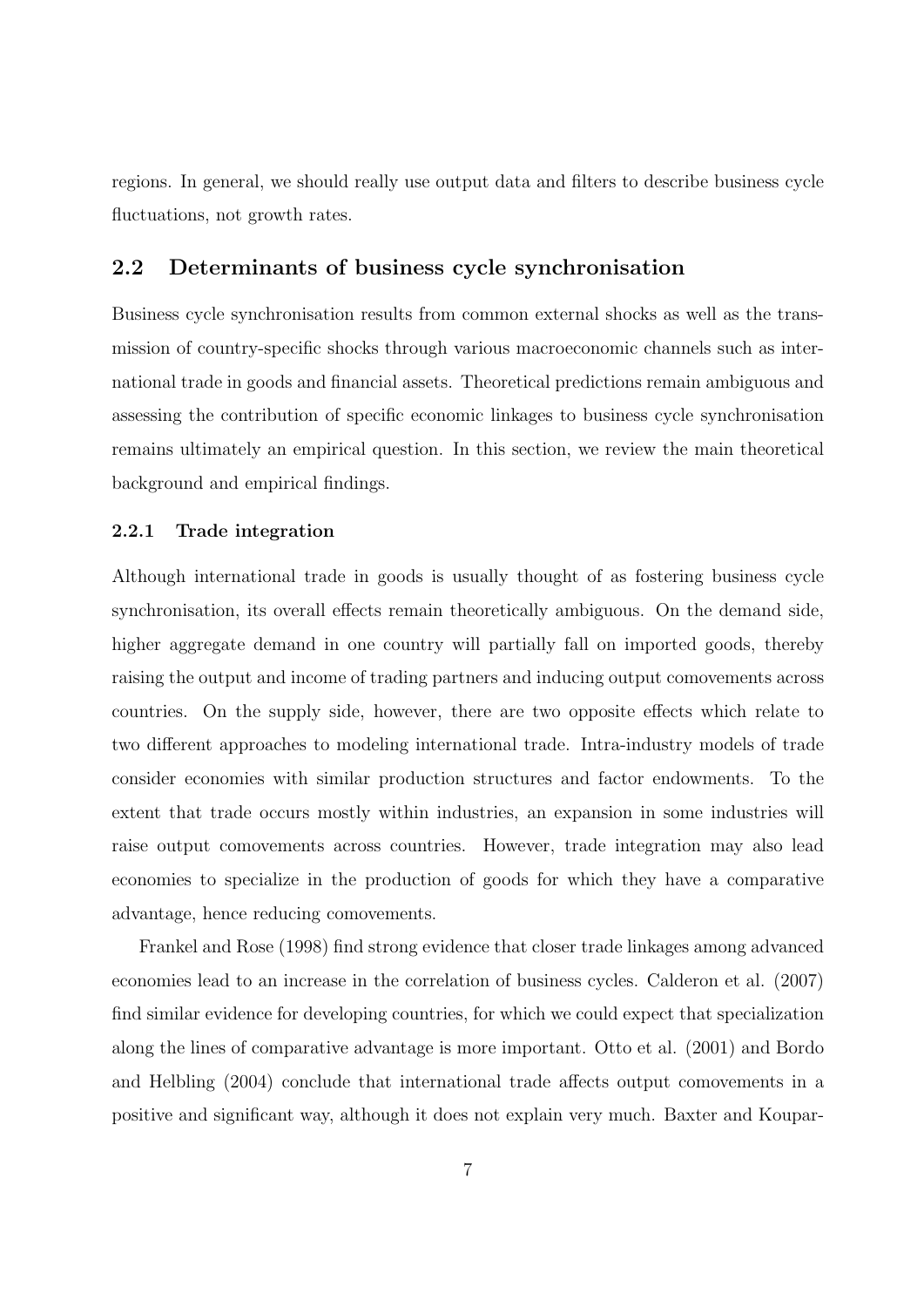regions. In general, we should really use output data and filters to describe business cycle fluctuations, not growth rates.

## 2.2 Determinants of business cycle synchronisation

Business cycle synchronisation results from common external shocks as well as the transmission of country-specific shocks through various macroeconomic channels such as international trade in goods and financial assets. Theoretical predictions remain ambiguous and assessing the contribution of specific economic linkages to business cycle synchronisation remains ultimately an empirical question. In this section, we review the main theoretical background and empirical findings.

### 2.2.1 Trade integration

Although international trade in goods is usually thought of as fostering business cycle synchronisation, its overall effects remain theoretically ambiguous. On the demand side, higher aggregate demand in one country will partially fall on imported goods, thereby raising the output and income of trading partners and inducing output comovements across countries. On the supply side, however, there are two opposite effects which relate to two different approaches to modeling international trade. Intra-industry models of trade consider economies with similar production structures and factor endowments. To the extent that trade occurs mostly within industries, an expansion in some industries will raise output comovements across countries. However, trade integration may also lead economies to specialize in the production of goods for which they have a comparative advantage, hence reducing comovements.

Frankel and Rose (1998) find strong evidence that closer trade linkages among advanced economies lead to an increase in the correlation of business cycles. Calderon et al. (2007) find similar evidence for developing countries, for which we could expect that specialization along the lines of comparative advantage is more important. Otto et al. (2001) and Bordo and Helbling (2004) conclude that international trade affects output comovements in a positive and significant way, although it does not explain very much. Baxter and Koupar-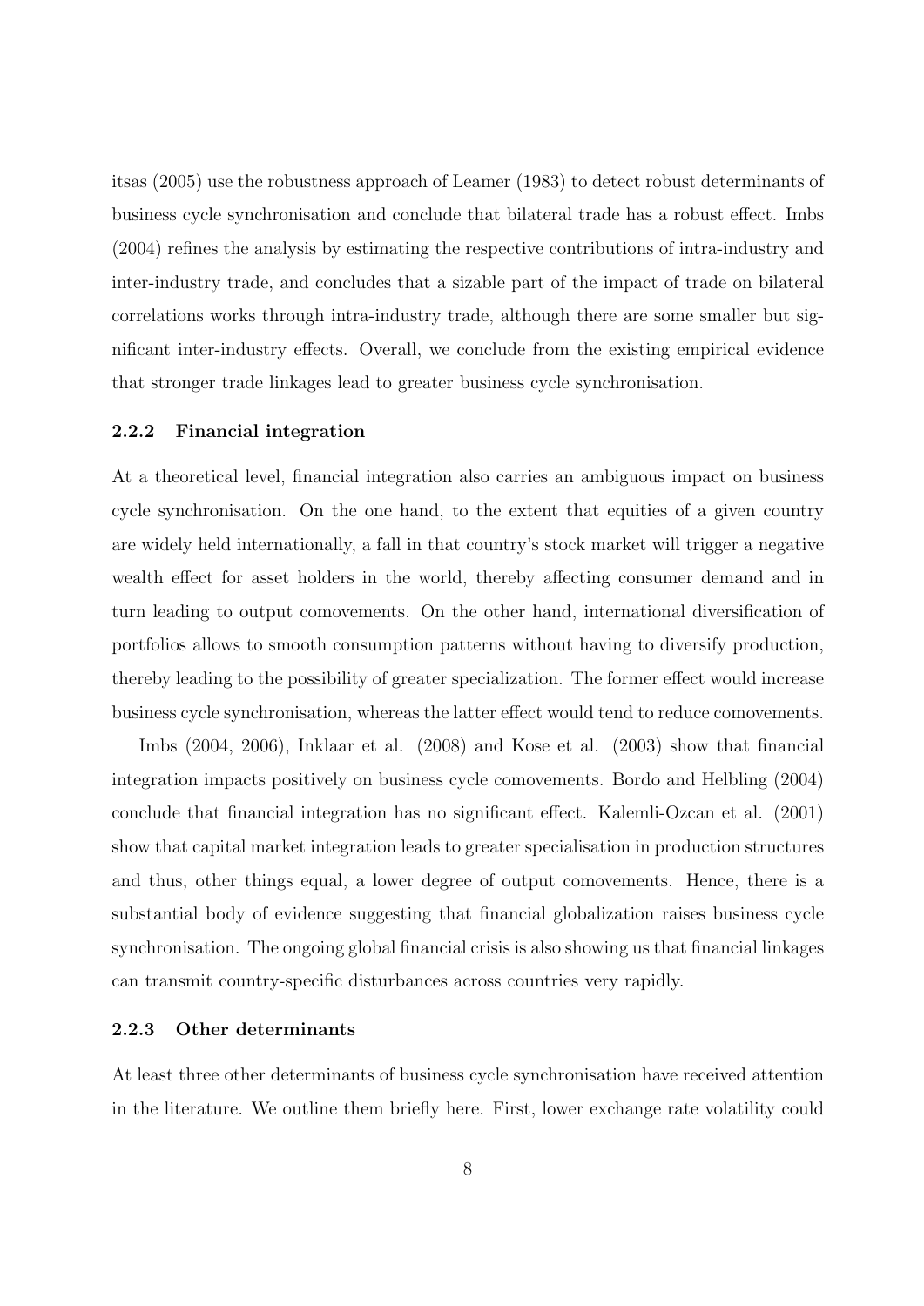itsas (2005) use the robustness approach of Leamer (1983) to detect robust determinants of business cycle synchronisation and conclude that bilateral trade has a robust effect. Imbs (2004) refines the analysis by estimating the respective contributions of intra-industry and inter-industry trade, and concludes that a sizable part of the impact of trade on bilateral correlations works through intra-industry trade, although there are some smaller but significant inter-industry effects. Overall, we conclude from the existing empirical evidence that stronger trade linkages lead to greater business cycle synchronisation.

### 2.2.2 Financial integration

At a theoretical level, financial integration also carries an ambiguous impact on business cycle synchronisation. On the one hand, to the extent that equities of a given country are widely held internationally, a fall in that country's stock market will trigger a negative wealth effect for asset holders in the world, thereby affecting consumer demand and in turn leading to output comovements. On the other hand, international diversification of portfolios allows to smooth consumption patterns without having to diversify production, thereby leading to the possibility of greater specialization. The former effect would increase business cycle synchronisation, whereas the latter effect would tend to reduce comovements.

Imbs (2004, 2006), Inklaar et al. (2008) and Kose et al. (2003) show that financial integration impacts positively on business cycle comovements. Bordo and Helbling (2004) conclude that financial integration has no significant effect. Kalemli-Ozcan et al. (2001) show that capital market integration leads to greater specialisation in production structures and thus, other things equal, a lower degree of output comovements. Hence, there is a substantial body of evidence suggesting that financial globalization raises business cycle synchronisation. The ongoing global financial crisis is also showing us that financial linkages can transmit country-specific disturbances across countries very rapidly.

### 2.2.3 Other determinants

At least three other determinants of business cycle synchronisation have received attention in the literature. We outline them briefly here. First, lower exchange rate volatility could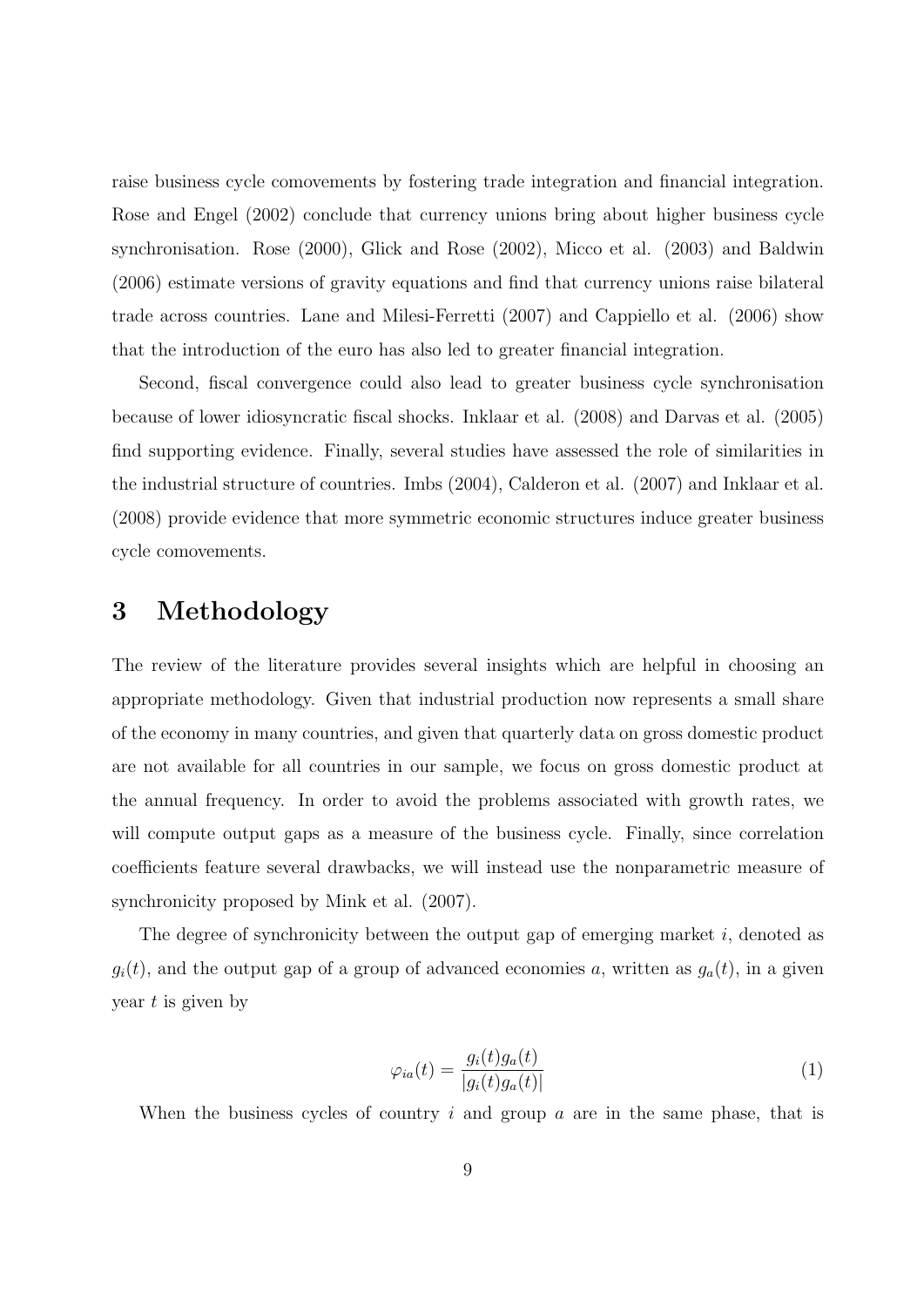raise business cycle comovements by fostering trade integration and financial integration. Rose and Engel (2002) conclude that currency unions bring about higher business cycle synchronisation. Rose (2000), Glick and Rose (2002), Micco et al. (2003) and Baldwin (2006) estimate versions of gravity equations and find that currency unions raise bilateral trade across countries. Lane and Milesi-Ferretti (2007) and Cappiello et al. (2006) show that the introduction of the euro has also led to greater financial integration.

Second, fiscal convergence could also lead to greater business cycle synchronisation because of lower idiosyncratic fiscal shocks. Inklaar et al. (2008) and Darvas et al. (2005) find supporting evidence. Finally, several studies have assessed the role of similarities in the industrial structure of countries. Imbs (2004), Calderon et al. (2007) and Inklaar et al. (2008) provide evidence that more symmetric economic structures induce greater business cycle comovements.

# 3 Methodology

The review of the literature provides several insights which are helpful in choosing an appropriate methodology. Given that industrial production now represents a small share of the economy in many countries, and given that quarterly data on gross domestic product are not available for all countries in our sample, we focus on gross domestic product at the annual frequency. In order to avoid the problems associated with growth rates, we will compute output gaps as a measure of the business cycle. Finally, since correlation coefficients feature several drawbacks, we will instead use the nonparametric measure of synchronicity proposed by Mink et al. (2007).

The degree of synchronicity between the output gap of emerging market $i$, denoted as $g_i(t)$, and the output gap of a group of advanced economies $a$, written as $g_a(t)$, in a given year $t$ is given by

$$\varphi_{ia}(t) = \frac{g_i(t)g_a(t)}{|g_i(t)g_a(t)|} \tag{1}$$

When the business cycles of country $i$ and group $a$ are in the same phase, that is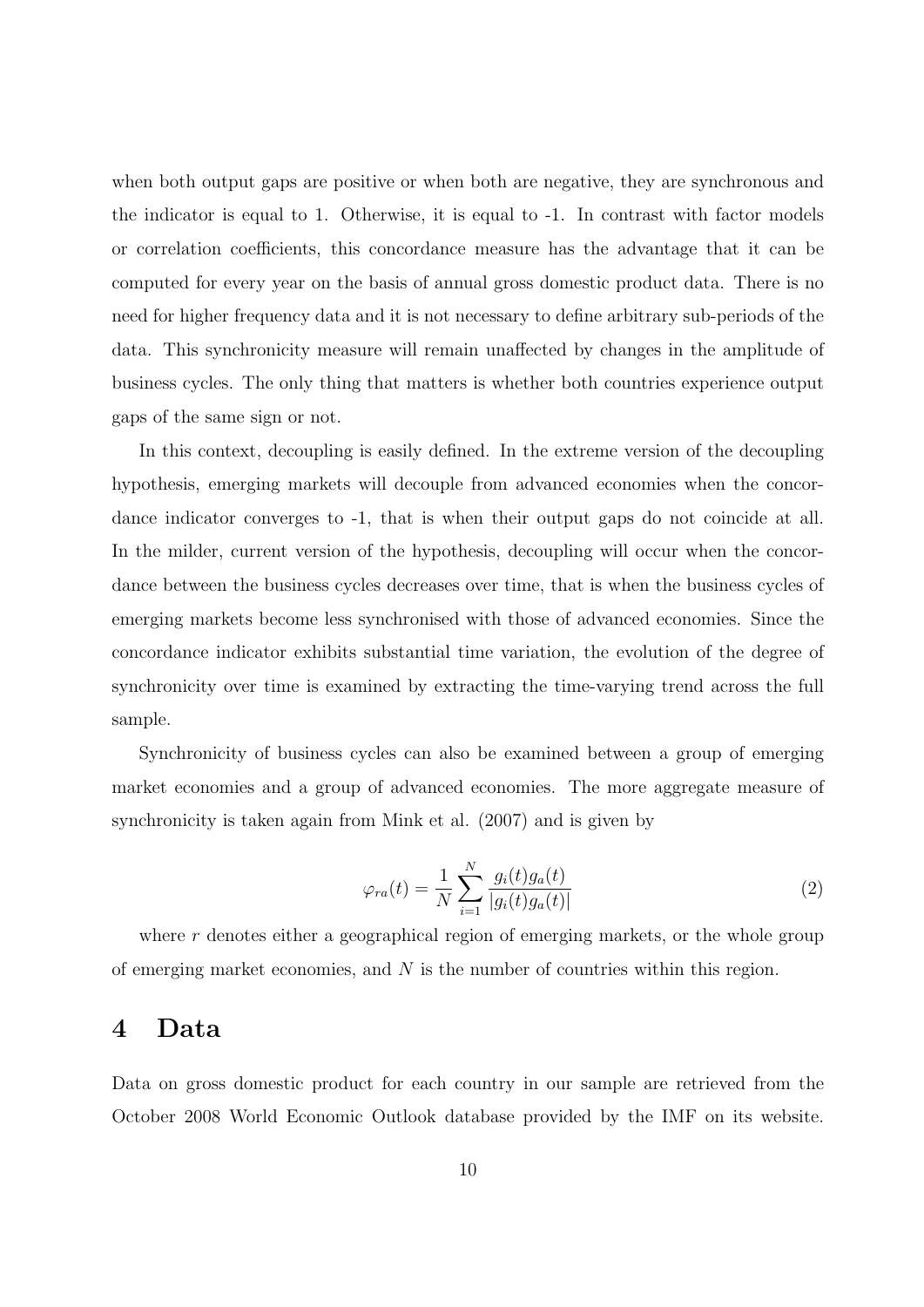when both output gaps are positive or when both are negative, they are synchronous and the indicator is equal to 1. Otherwise, it is equal to -1. In contrast with factor models or correlation coefficients, this concordance measure has the advantage that it can be computed for every year on the basis of annual gross domestic product data. There is no need for higher frequency data and it is not necessary to define arbitrary sub-periods of the data. This synchronicity measure will remain unaffected by changes in the amplitude of business cycles. The only thing that matters is whether both countries experience output gaps of the same sign or not.

In this context, decoupling is easily defined. In the extreme version of the decoupling hypothesis, emerging markets will decouple from advanced economies when the concordance indicator converges to -1, that is when their output gaps do not coincide at all. In the milder, current version of the hypothesis, decoupling will occur when the concordance between the business cycles decreases over time, that is when the business cycles of emerging markets become less synchronised with those of advanced economies. Since the concordance indicator exhibits substantial time variation, the evolution of the degree of synchronicity over time is examined by extracting the time-varying trend across the full sample.

Synchronicity of business cycles can also be examined between a group of emerging market economies and a group of advanced economies. The more aggregate measure of synchronicity is taken again from Mink et al. (2007) and is given by

$$\varphi_{ra}(t) = \frac{1}{N} \sum_{i=1}^{N} \frac{g_i(t) g_a(t)}{|g_i(t) g_a(t)|} \tag{2}$$

where $r$ denotes either a geographical region of emerging markets, or the whole group of emerging market economies, and $N$ is the number of countries within this region.

# 4 Data

Data on gross domestic product for each country in our sample are retrieved from the October 2008 World Economic Outlook database provided by the IMF on its website.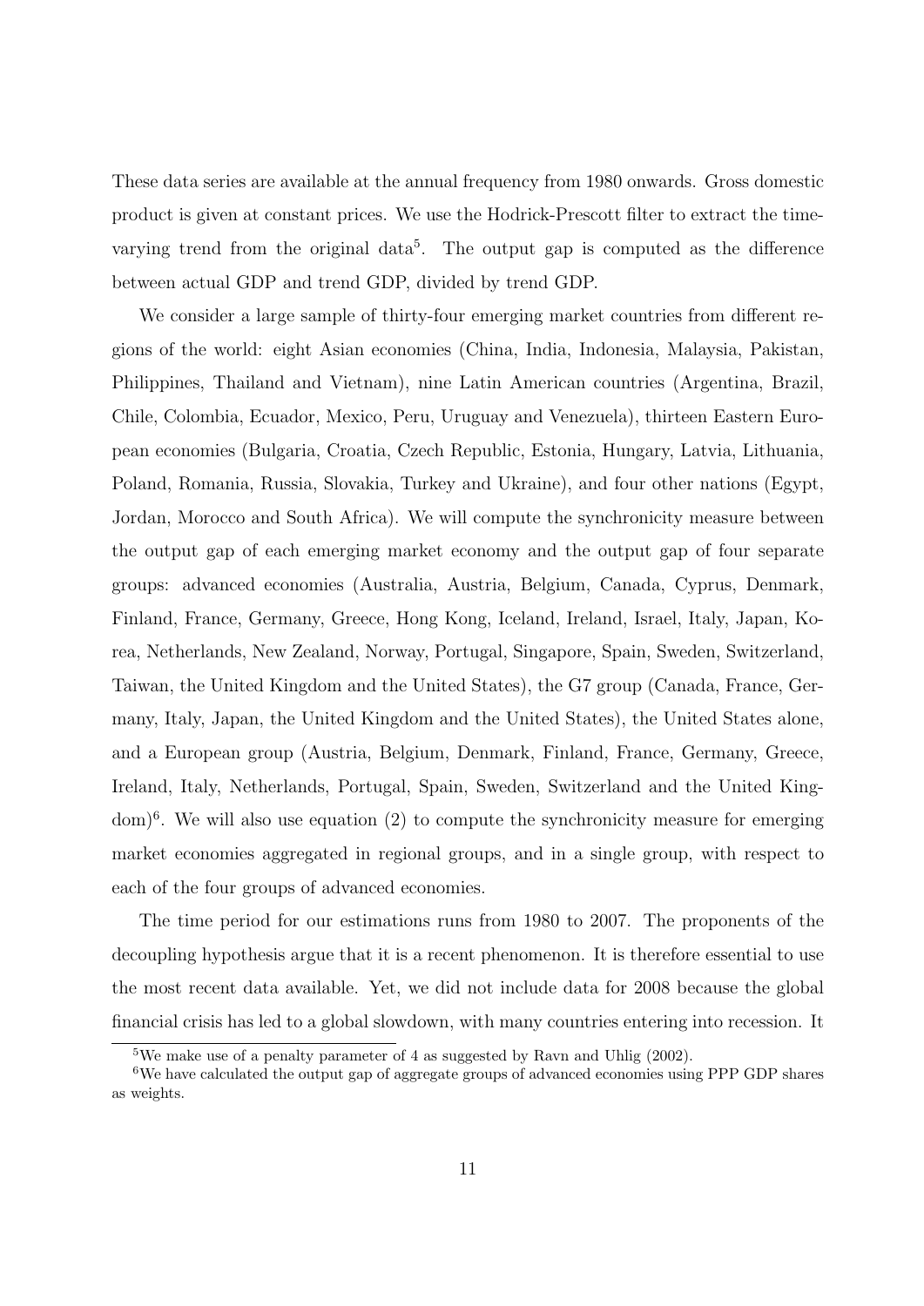These data series are available at the annual frequency from 1980 onwards. Gross domestic product is given at constant prices. We use the Hodrick-Prescott filter to extract the time-varying trend from the original data[5]. The output gap is computed as the difference between actual GDP and trend GDP, divided by trend GDP.

We consider a large sample of thirty-four emerging market countries from different regions of the world: eight Asian economies (China, India, Indonesia, Malaysia, Pakistan, Philippines, Thailand and Vietnam), nine Latin American countries (Argentina, Brazil, Chile, Colombia, Ecuador, Mexico, Peru, Uruguay and Venezuela), thirteen Eastern European economies (Bulgaria, Croatia, Czech Republic, Estonia, Hungary, Latvia, Lithuania, Poland, Romania, Russia, Slovakia, Turkey and Ukraine), and four other nations (Egypt, Jordan, Morocco and South Africa). We will compute the synchronicity measure between the output gap of each emerging market economy and the output gap of four separate groups: advanced economies (Australia, Austria, Belgium, Canada, Cyprus, Denmark, Finland, France, Germany, Greece, Hong Kong, Iceland, Ireland, Israel, Italy, Japan, Korea, Netherlands, New Zealand, Norway, Portugal, Singapore, Spain, Sweden, Switzerland, Taiwan, the United Kingdom and the United States), the G7 group (Canada, France, Germany, Italy, Japan, the United Kingdom and the United States), the United States alone, and a European group (Austria, Belgium, Denmark, Finland, France, Germany, Greece, Ireland, Italy, Netherlands, Portugal, Spain, Sweden, Switzerland and the United Kingdom)[6]. We will also use equation (2) to compute the synchronicity measure for emerging market economies aggregated in regional groups, and in a single group, with respect to each of the four groups of advanced economies.

The time period for our estimations runs from 1980 to 2007. The proponents of the decoupling hypothesis argue that it is a recent phenomenon. It is therefore essential to use the most recent data available. Yet, we did not include data for 2008 because the global financial crisis has led to a global slowdown, with many countries entering into recession. It

[5]We make use of a penalty parameter of 4 as suggested by Ravn and Uhlig (2002).

[6]We have calculated the output gap of aggregate groups of advanced economies using PPP GDP shares as weights.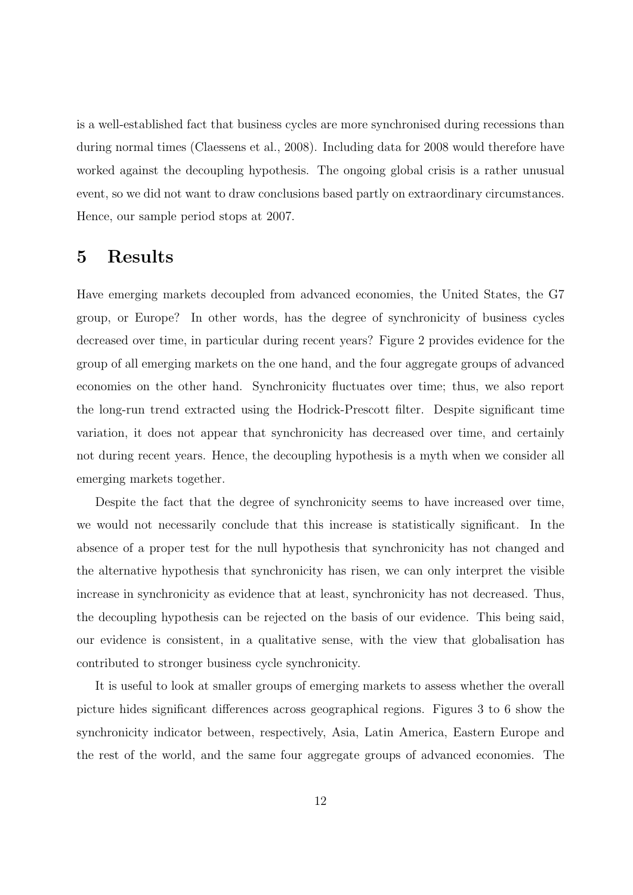is a well-established fact that business cycles are more synchronised during recessions than during normal times (Claessens et al., 2008). Including data for 2008 would therefore have worked against the decoupling hypothesis. The ongoing global crisis is a rather unusual event, so we did not want to draw conclusions based partly on extraordinary circumstances. Hence, our sample period stops at 2007.

# 5 Results

Have emerging markets decoupled from advanced economies, the United States, the G7 group, or Europe? In other words, has the degree of synchronicity of business cycles decreased over time, in particular during recent years? Figure 2 provides evidence for the group of all emerging markets on the one hand, and the four aggregate groups of advanced economies on the other hand. Synchronicity fluctuates over time; thus, we also report the long-run trend extracted using the Hodrick-Prescott filter. Despite significant time variation, it does not appear that synchronicity has decreased over time, and certainly not during recent years. Hence, the decoupling hypothesis is a myth when we consider all emerging markets together.

Despite the fact that the degree of synchronicity seems to have increased over time, we would not necessarily conclude that this increase is statistically significant. In the absence of a proper test for the null hypothesis that synchronicity has not changed and the alternative hypothesis that synchronicity has risen, we can only interpret the visible increase in synchronicity as evidence that at least, synchronicity has not decreased. Thus, the decoupling hypothesis can be rejected on the basis of our evidence. This being said, our evidence is consistent, in a qualitative sense, with the view that globalisation has contributed to stronger business cycle synchronicity.

It is useful to look at smaller groups of emerging markets to assess whether the overall picture hides significant differences across geographical regions. Figures 3 to 6 show the synchronicity indicator between, respectively, Asia, Latin America, Eastern Europe and the rest of the world, and the same four aggregate groups of advanced economies. The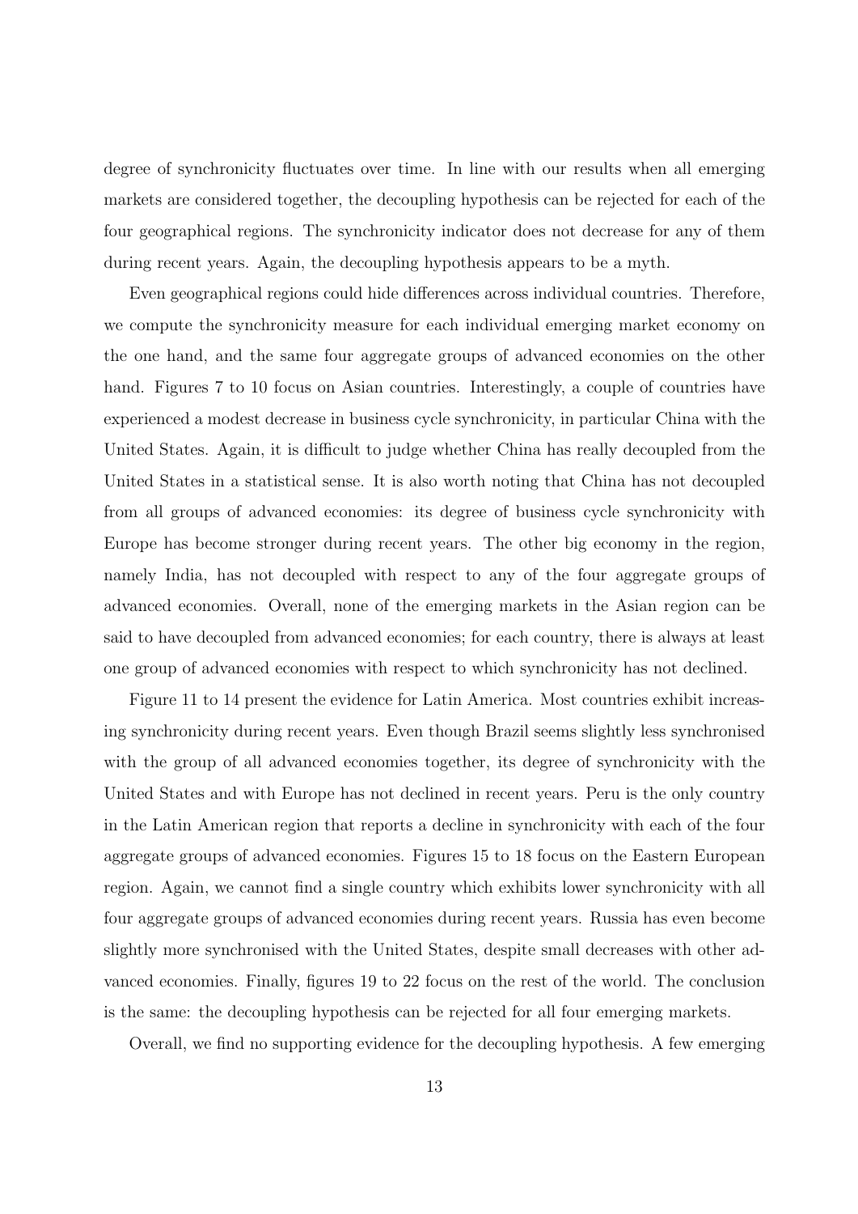degree of synchronicity fluctuates over time. In line with our results when all emerging markets are considered together, the decoupling hypothesis can be rejected for each of the four geographical regions. The synchronicity indicator does not decrease for any of them during recent years. Again, the decoupling hypothesis appears to be a myth.

Even geographical regions could hide differences across individual countries. Therefore, we compute the synchronicity measure for each individual emerging market economy on the one hand, and the same four aggregate groups of advanced economies on the other hand. Figures 7 to 10 focus on Asian countries. Interestingly, a couple of countries have experienced a modest decrease in business cycle synchronicity, in particular China with the United States. Again, it is difficult to judge whether China has really decoupled from the United States in a statistical sense. It is also worth noting that China has not decoupled from all groups of advanced economies: its degree of business cycle synchronicity with Europe has become stronger during recent years. The other big economy in the region, namely India, has not decoupled with respect to any of the four aggregate groups of advanced economies. Overall, none of the emerging markets in the Asian region can be said to have decoupled from advanced economies; for each country, there is always at least one group of advanced economies with respect to which synchronicity has not declined.

Figure 11 to 14 present the evidence for Latin America. Most countries exhibit increasing synchronicity during recent years. Even though Brazil seems slightly less synchronised with the group of all advanced economies together, its degree of synchronicity with the United States and with Europe has not declined in recent years. Peru is the only country in the Latin American region that reports a decline in synchronicity with each of the four aggregate groups of advanced economies. Figures 15 to 18 focus on the Eastern European region. Again, we cannot find a single country which exhibits lower synchronicity with all four aggregate groups of advanced economies during recent years. Russia has even become slightly more synchronised with the United States, despite small decreases with other advanced economies. Finally, figures 19 to 22 focus on the rest of the world. The conclusion is the same: the decoupling hypothesis can be rejected for all four emerging markets.

Overall, we find no supporting evidence for the decoupling hypothesis. A few emerging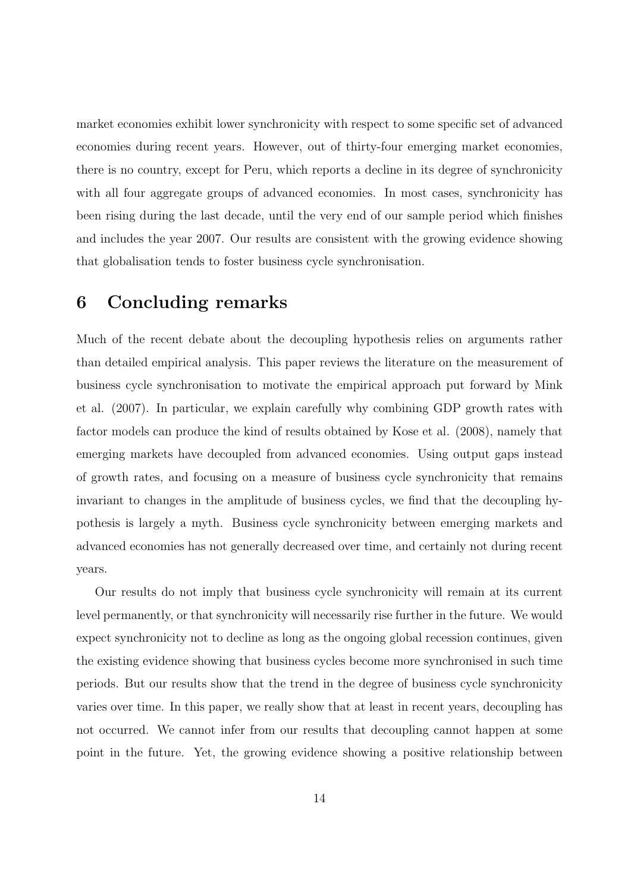market economies exhibit lower synchronicity with respect to some specific set of advanced economies during recent years. However, out of thirty-four emerging market economies, there is no country, except for Peru, which reports a decline in its degree of synchronicity with all four aggregate groups of advanced economies. In most cases, synchronicity has been rising during the last decade, until the very end of our sample period which finishes and includes the year 2007. Our results are consistent with the growing evidence showing that globalisation tends to foster business cycle synchronisation.

# 6 Concluding remarks

Much of the recent debate about the decoupling hypothesis relies on arguments rather than detailed empirical analysis. This paper reviews the literature on the measurement of business cycle synchronisation to motivate the empirical approach put forward by Mink et al. (2007). In particular, we explain carefully why combining GDP growth rates with factor models can produce the kind of results obtained by Kose et al. (2008), namely that emerging markets have decoupled from advanced economies. Using output gaps instead of growth rates, and focusing on a measure of business cycle synchronicity that remains invariant to changes in the amplitude of business cycles, we find that the decoupling hypothesis is largely a myth. Business cycle synchronicity between emerging markets and advanced economies has not generally decreased over time, and certainly not during recent years.

Our results do not imply that business cycle synchronicity will remain at its current level permanently, or that synchronicity will necessarily rise further in the future. We would expect synchronicity not to decline as long as the ongoing global recession continues, given the existing evidence showing that business cycles become more synchronised in such time periods. But our results show that the trend in the degree of business cycle synchronicity varies over time. In this paper, we really show that at least in recent years, decoupling has not occurred. We cannot infer from our results that decoupling cannot happen at some point in the future. Yet, the growing evidence showing a positive relationship between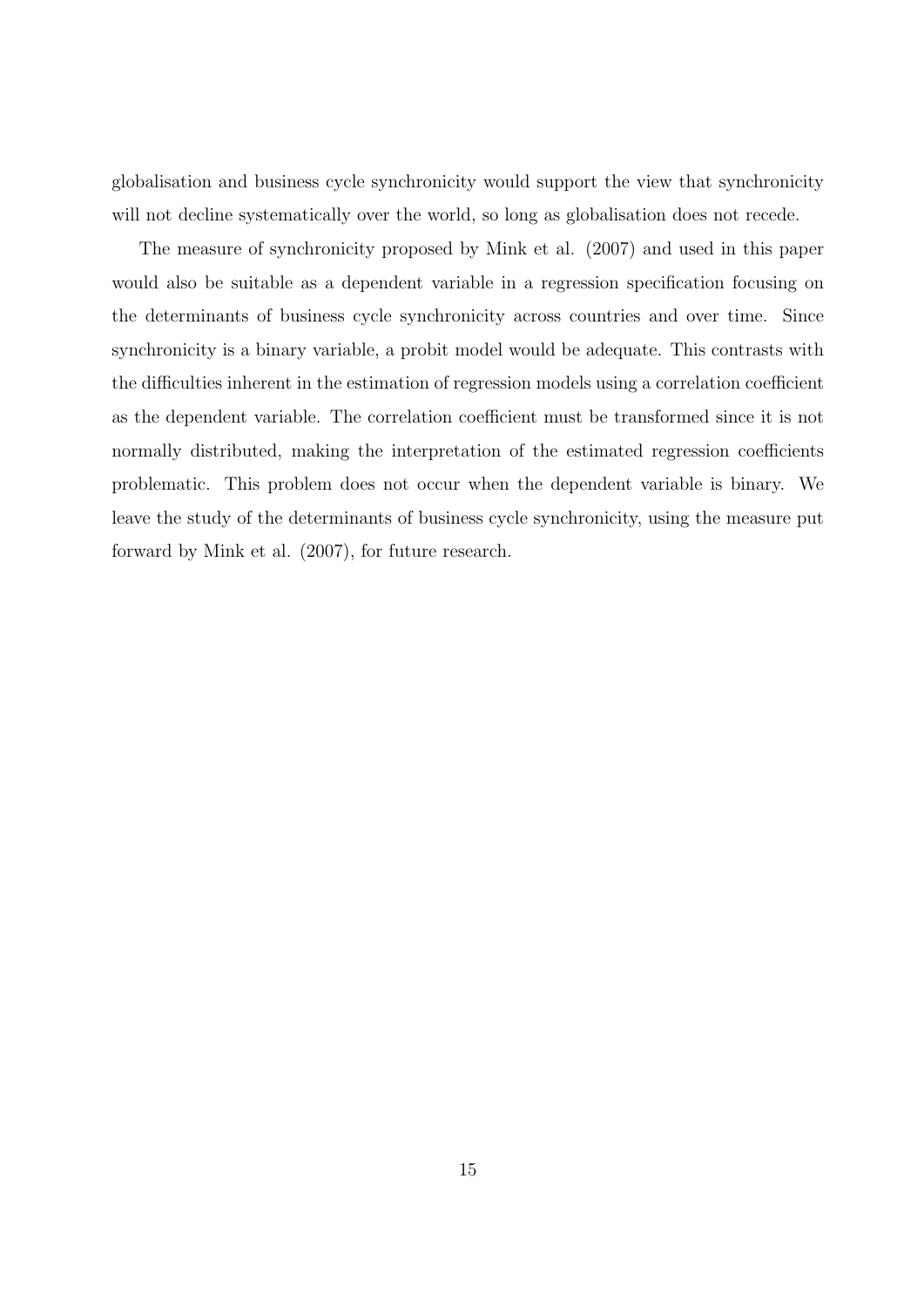globalisation and business cycle synchronicity would support the view that synchronicity will not decline systematically over the world, so long as globalisation does not recede.

The measure of synchronicity proposed by Mink et al. (2007) and used in this paper would also be suitable as a dependent variable in a regression specification focusing on the determinants of business cycle synchronicity across countries and over time. Since synchronicity is a binary variable, a probit model would be adequate. This contrasts with the difficulties inherent in the estimation of regression models using a correlation coefficient as the dependent variable. The correlation coefficient must be transformed since it is not normally distributed, making the interpretation of the estimated regression coefficients problematic. This problem does not occur when the dependent variable is binary. We leave the study of the determinants of business cycle synchronicity, using the measure put forward by Mink et al. (2007), for future research.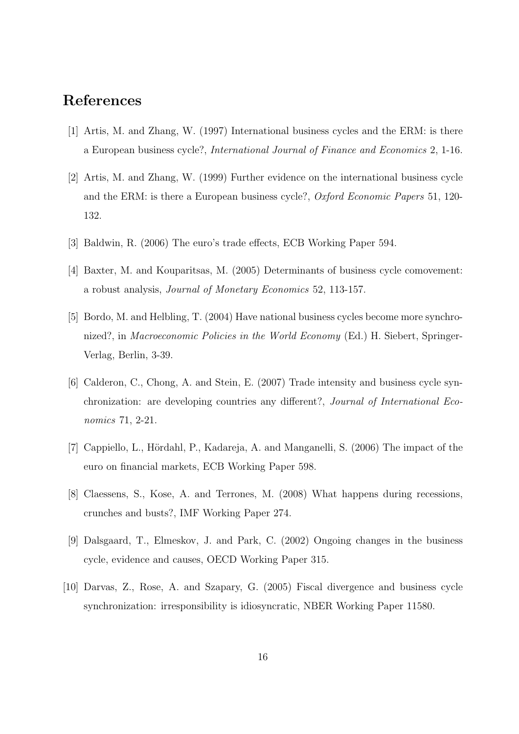## References

[1] Artis, M. and Zhang, W. (1997) International business cycles and the ERM: is there a European business cycle?, *International Journal of Finance and Economics* 2, 1-16.

[2] Artis, M. and Zhang, W. (1999) Further evidence on the international business cycle and the ERM: is there a European business cycle?, *Oxford Economic Papers* 51, 120-132.

[3] Baldwin, R. (2006) The euro's trade effects, ECB Working Paper 594.

[4] Baxter, M. and Kouparitsas, M. (2005) Determinants of business cycle comovement: a robust analysis, *Journal of Monetary Economics* 52, 113-157.

[5] Bordo, M. and Helbling, T. (2004) Have national business cycles become more synchronized?, in *Macroeconomic Policies in the World Economy* (Ed.) H. Siebert, Springer-Verlag, Berlin, 3-39.

[6] Calderon, C., Chong, A. and Stein, E. (2007) Trade intensity and business cycle synchronization: are developing countries any different?, *Journal of International Economics* 71, 2-21.

[7] Cappiello, L., Hördahl, P., Kadareja, A. and Manganelli, S. (2006) The impact of the euro on financial markets, ECB Working Paper 598.

[8] Claessens, S., Kose, A. and Terrones, M. (2008) What happens during recessions, crunches and busts?, IMF Working Paper 274.

[9] Dalsgaard, T., Elmeskov, J. and Park, C. (2002) Ongoing changes in the business cycle, evidence and causes, OECD Working Paper 315.

[10] Darvas, Z., Rose, A. and Szapary, G. (2005) Fiscal divergence and business cycle synchronization: irresponsibility is idiosyncratic, NBER Working Paper 11580.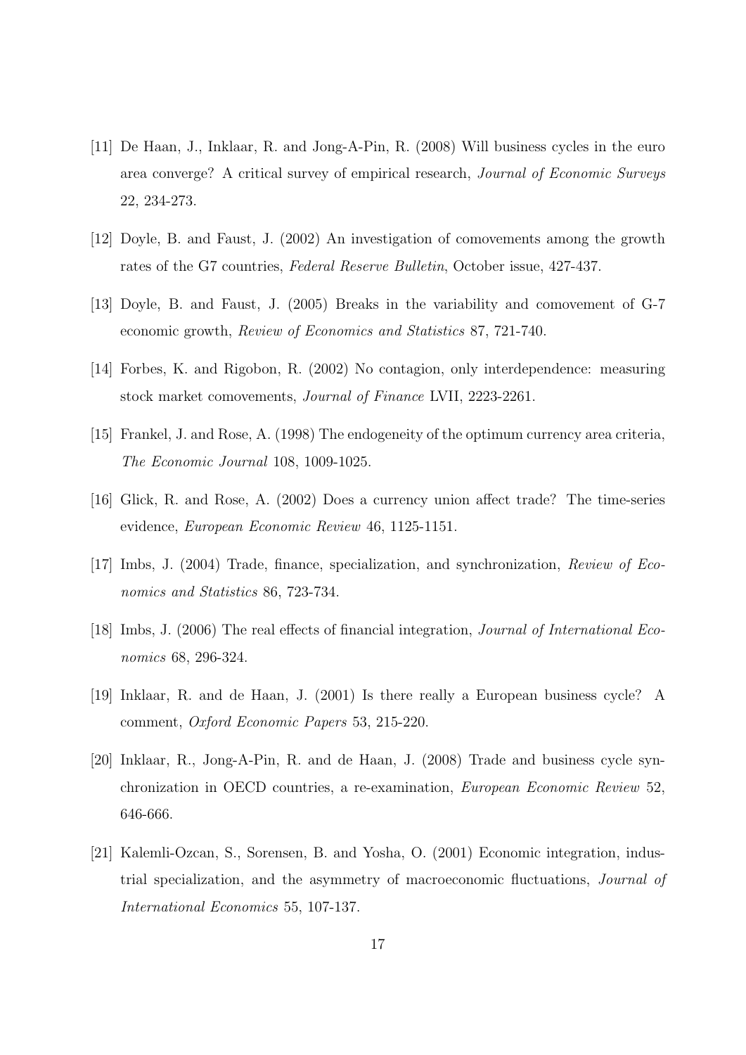[11] De Haan, J., Inklaar, R. and Jong-A-Pin, R. (2008) Will business cycles in the euro area converge? A critical survey of empirical research, *Journal of Economic Surveys* 22, 234-273.

[12] Doyle, B. and Faust, J. (2002) An investigation of comovements among the growth rates of the G7 countries, *Federal Reserve Bulletin*, October issue, 427-437.

[13] Doyle, B. and Faust, J. (2005) Breaks in the variability and comovement of G-7 economic growth, *Review of Economics and Statistics* 87, 721-740.

[14] Forbes, K. and Rigobon, R. (2002) No contagion, only interdependence: measuring stock market comovements, *Journal of Finance* LVII, 2223-2261.

[15] Frankel, J. and Rose, A. (1998) The endogeneity of the optimum currency area criteria, *The Economic Journal* 108, 1009-1025.

[16] Glick, R. and Rose, A. (2002) Does a currency union affect trade? The time-series evidence, *European Economic Review* 46, 1125-1151.

[17] Imbs, J. (2004) Trade, finance, specialization, and synchronization, *Review of Economics and Statistics* 86, 723-734.

[18] Imbs, J. (2006) The real effects of financial integration, *Journal of International Economics* 68, 296-324.

[19] Inklaar, R. and de Haan, J. (2001) Is there really a European business cycle? A comment, *Oxford Economic Papers* 53, 215-220.

[20] Inklaar, R., Jong-A-Pin, R. and de Haan, J. (2008) Trade and business cycle synchronization in OECD countries, a re-examination, *European Economic Review* 52, 646-666.

[21] Kalemli-Ozcan, S., Sorensen, B. and Yosha, O. (2001) Economic integration, industrial specialization, and the asymmetry of macroeconomic fluctuations, *Journal of International Economics* 55, 107-137.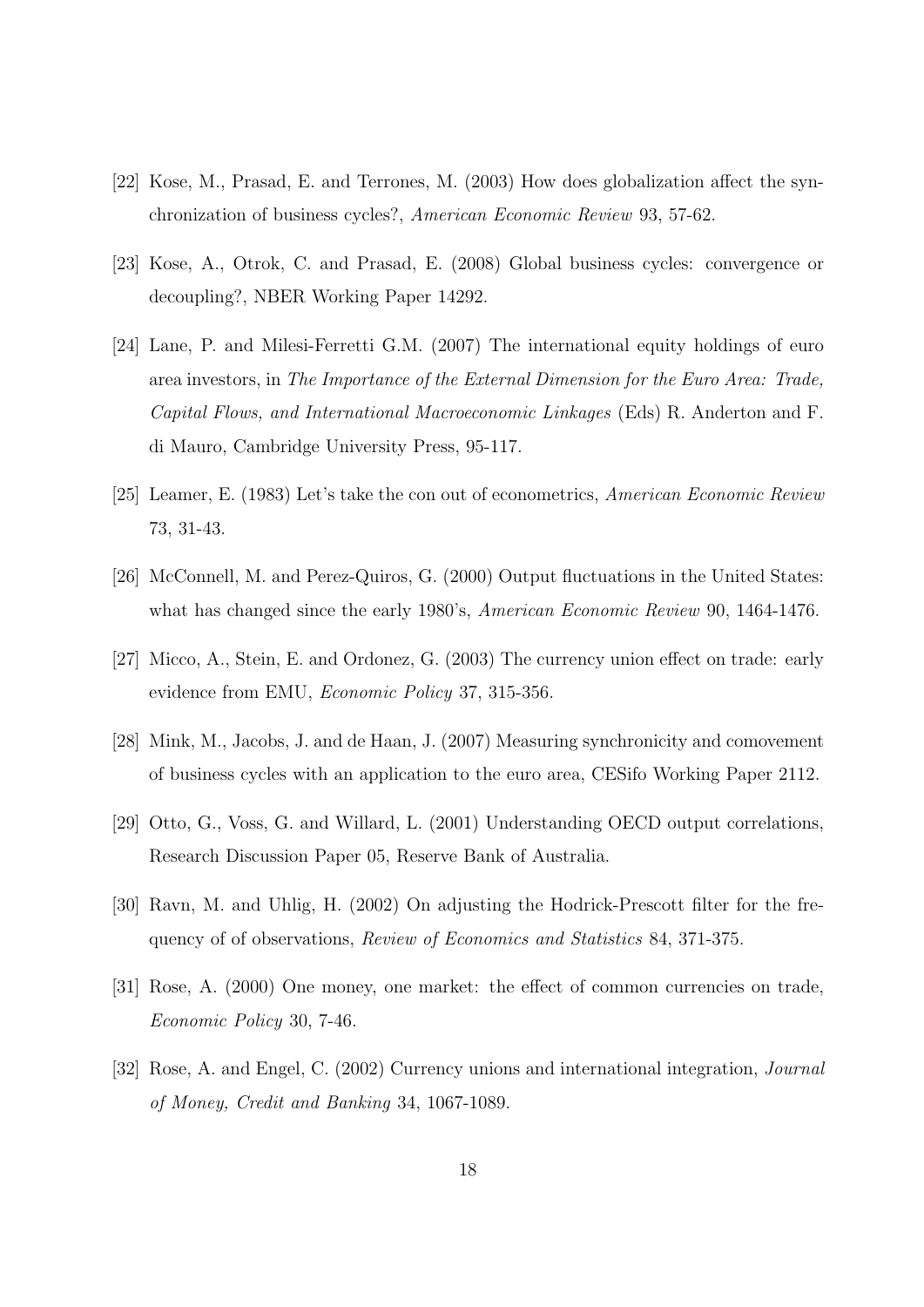[22] Kose, M., Prasad, E. and Terrones, M. (2003) How does globalization affect the synchronization of business cycles?, *American Economic Review* 93, 57-62.

[23] Kose, A., Otrok, C. and Prasad, E. (2008) Global business cycles: convergence or decoupling?, NBER Working Paper 14292.

[24] Lane, P. and Milesi-Ferretti G.M. (2007) The international equity holdings of euro area investors, in *The Importance of the External Dimension for the Euro Area: Trade, Capital Flows, and International Macroeconomic Linkages* (Eds) R. Anderton and F. di Mauro, Cambridge University Press, 95-117.

[25] Leamer, E. (1983) Let's take the con out of econometrics, *American Economic Review* 73, 31-43.

[26] McConnell, M. and Perez-Quiros, G. (2000) Output fluctuations in the United States: what has changed since the early 1980's, *American Economic Review* 90, 1464-1476.

[27] Micco, A., Stein, E. and Ordonez, G. (2003) The currency union effect on trade: early evidence from EMU, *Economic Policy* 37, 315-356.

[28] Mink, M., Jacobs, J. and de Haan, J. (2007) Measuring synchronicity and comovement of business cycles with an application to the euro area, CESifo Working Paper 2112.

[29] Otto, G., Voss, G. and Willard, L. (2001) Understanding OECD output correlations, Research Discussion Paper 05, Reserve Bank of Australia.

[30] Ravn, M. and Uhlig, H. (2002) On adjusting the Hodrick-Prescott filter for the frequency of of observations, *Review of Economics and Statistics* 84, 371-375.

[31] Rose, A. (2000) One money, one market: the effect of common currencies on trade, *Economic Policy* 30, 7-46.

[32] Rose, A. and Engel, C. (2002) Currency unions and international integration, *Journal of Money, Credit and Banking* 34, 1067-1089.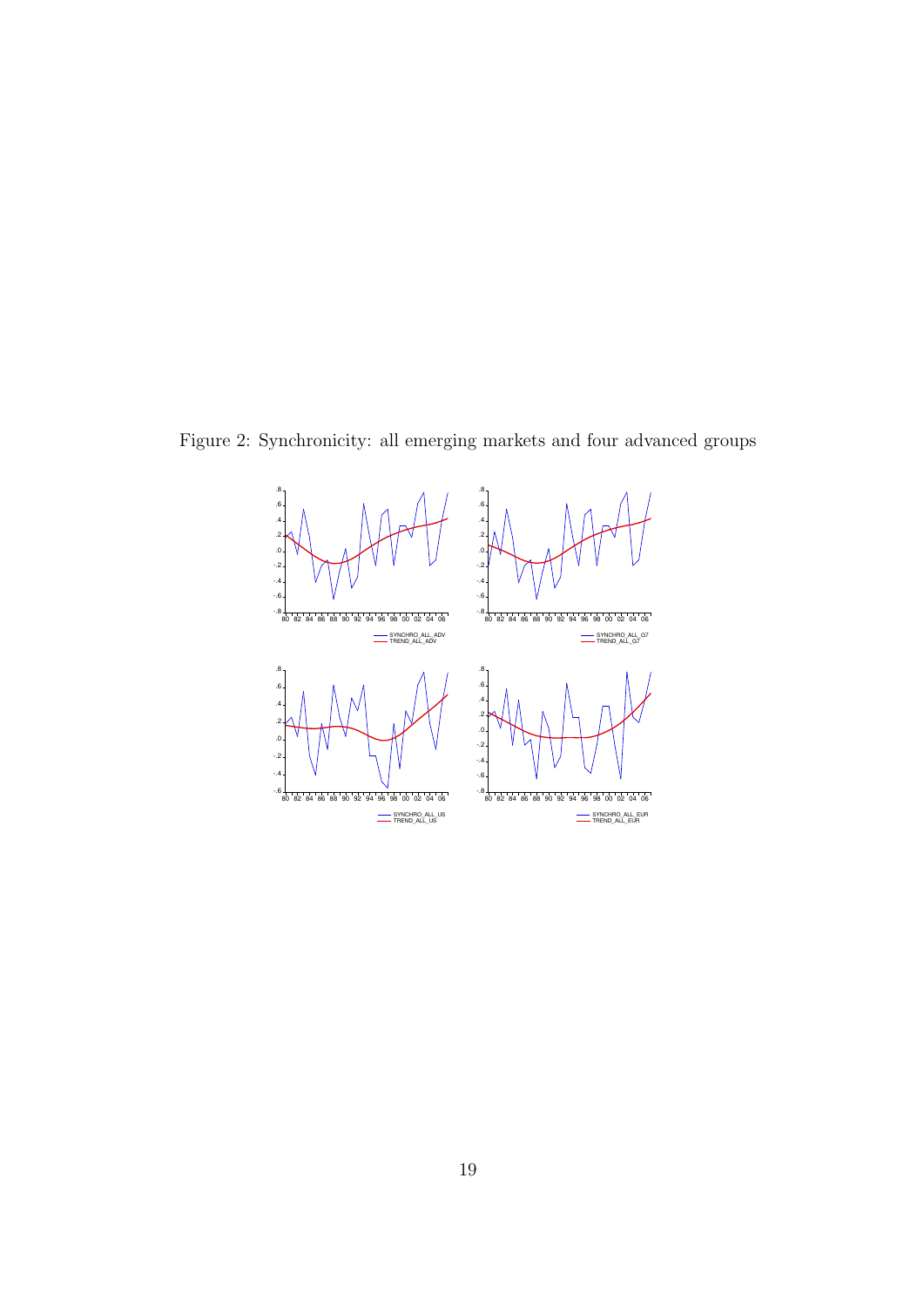Figure 2: Synchronicity: all emerging markets and four advanced groups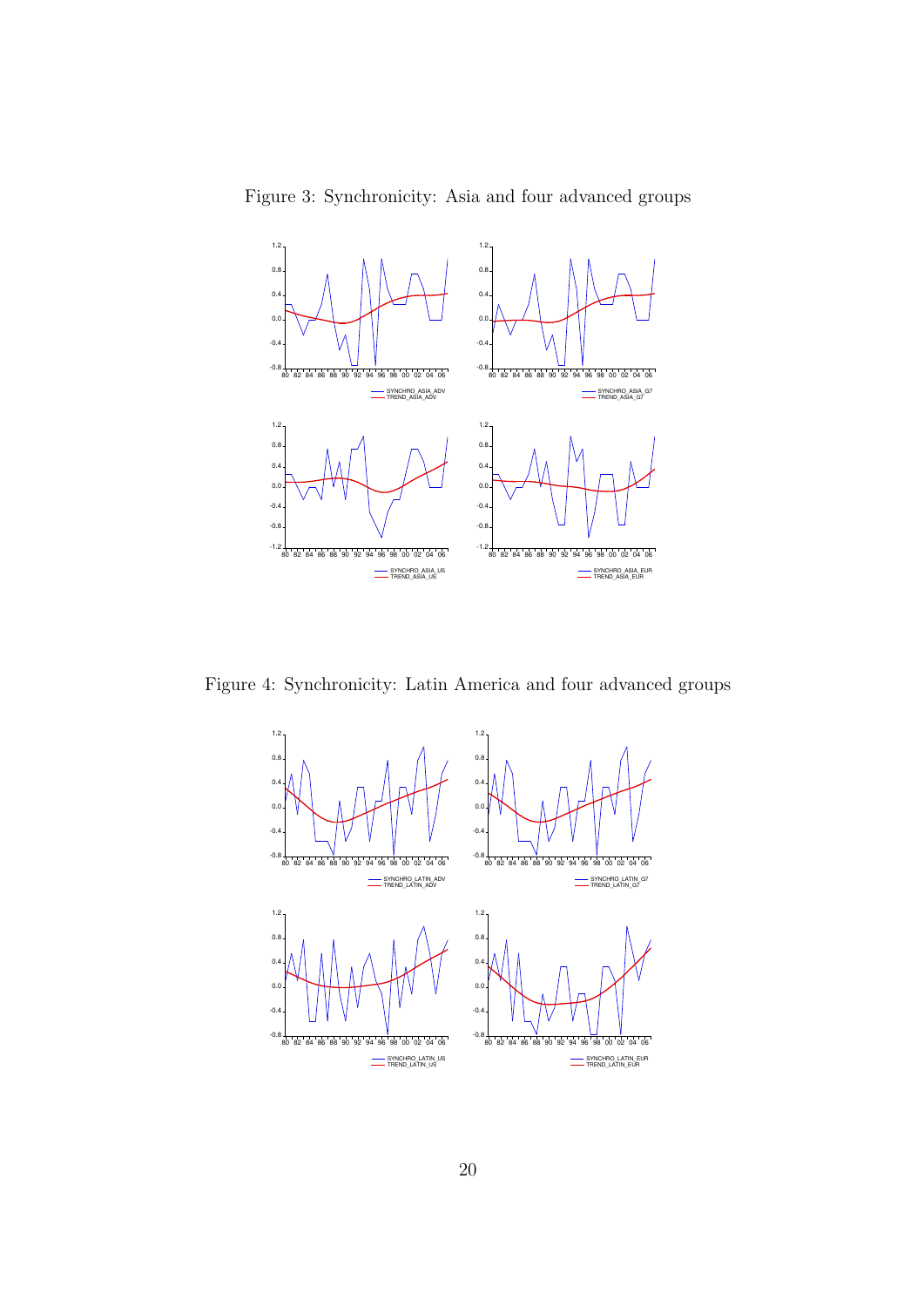Figure 3: Synchronicity: Asia and four advanced groups

Figure 4: Synchronicity: Latin America and four advanced groups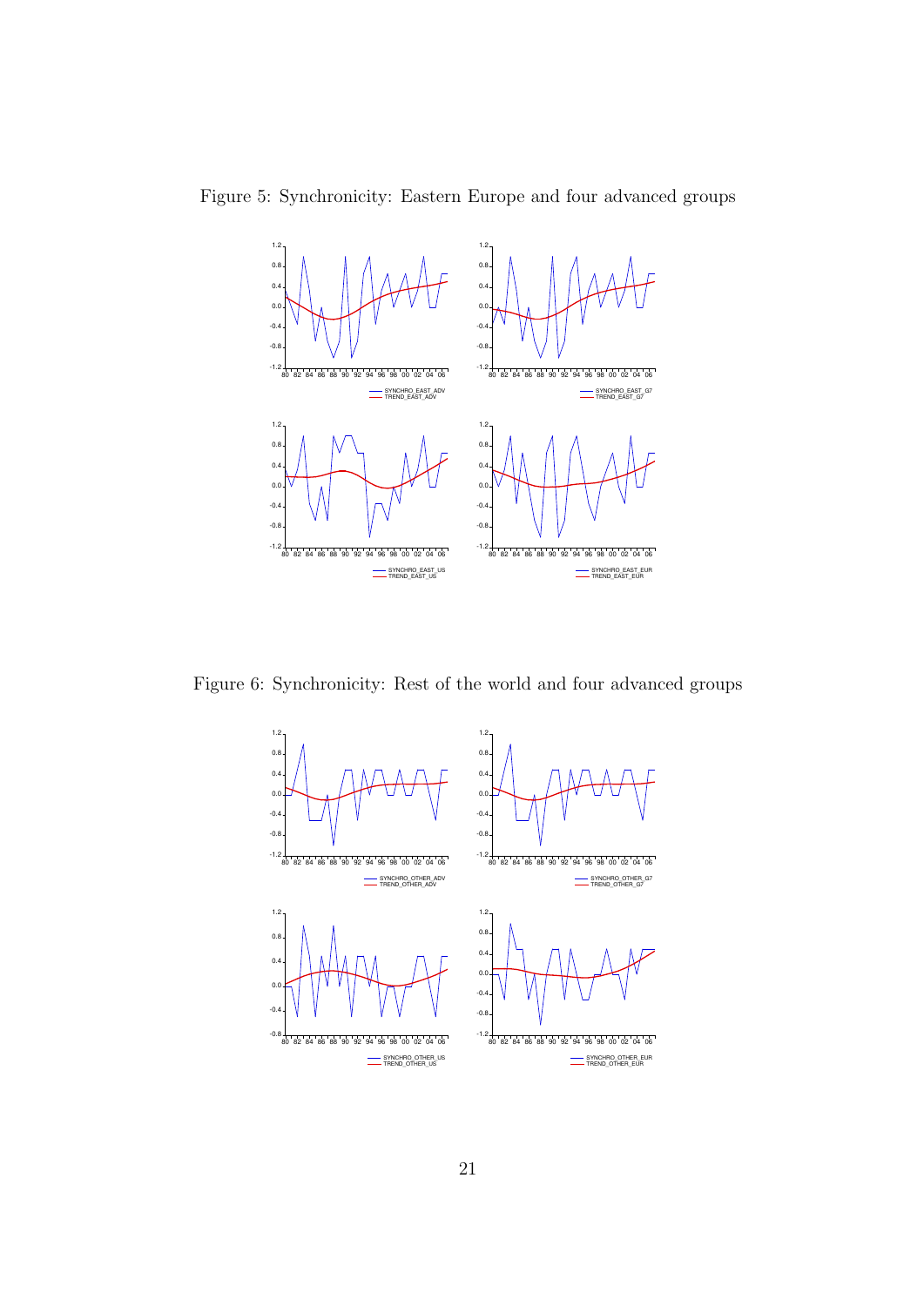Figure 5: Synchronicity: Eastern Europe and four advanced groups

Figure 6: Synchronicity: Rest of the world and four advanced groups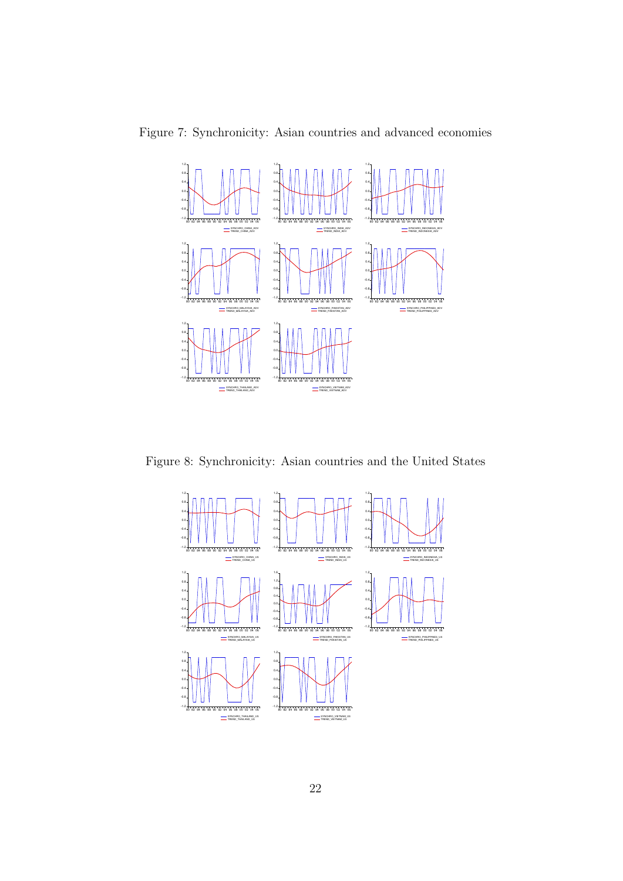Figure 7: Synchronicity: Asian countries and advanced economies

Figure 8: Synchronicity: Asian countries and the United States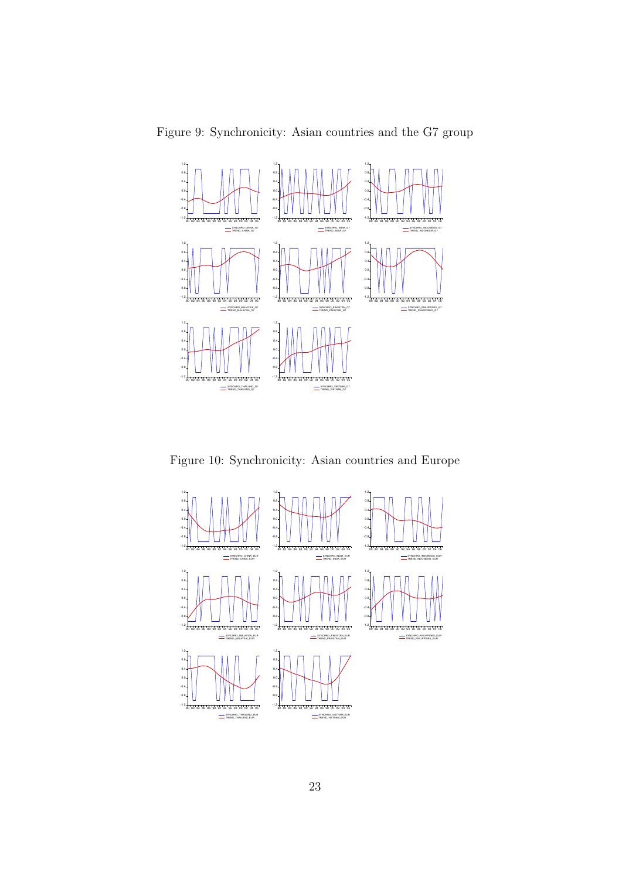Figure 9: Synchronicity: Asian countries and the G7 group

Figure 10: Synchronicity: Asian countries and Europe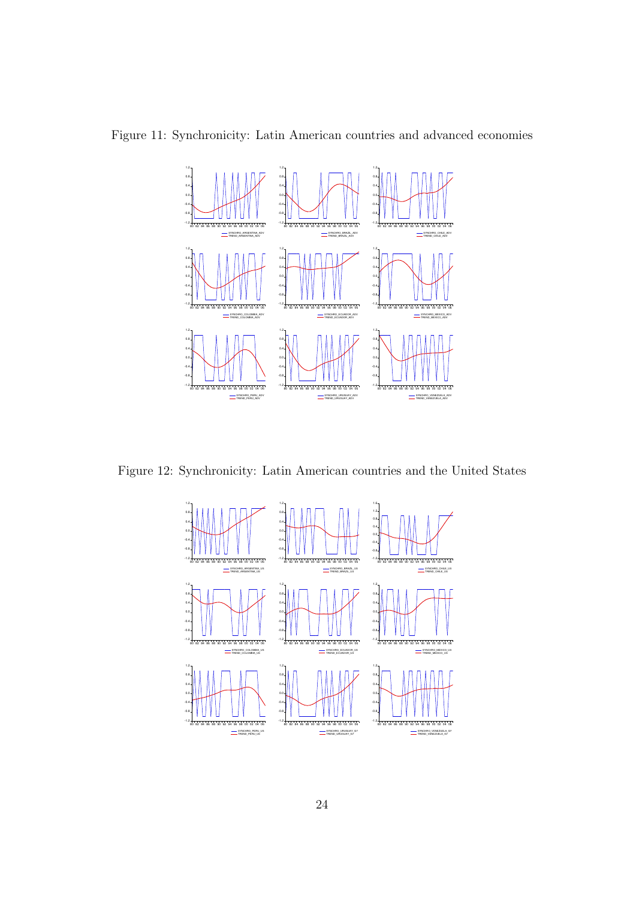Figure 11: Synchronicity: Latin American countries and advanced economies

Figure 12: Synchronicity: Latin American countries and the United States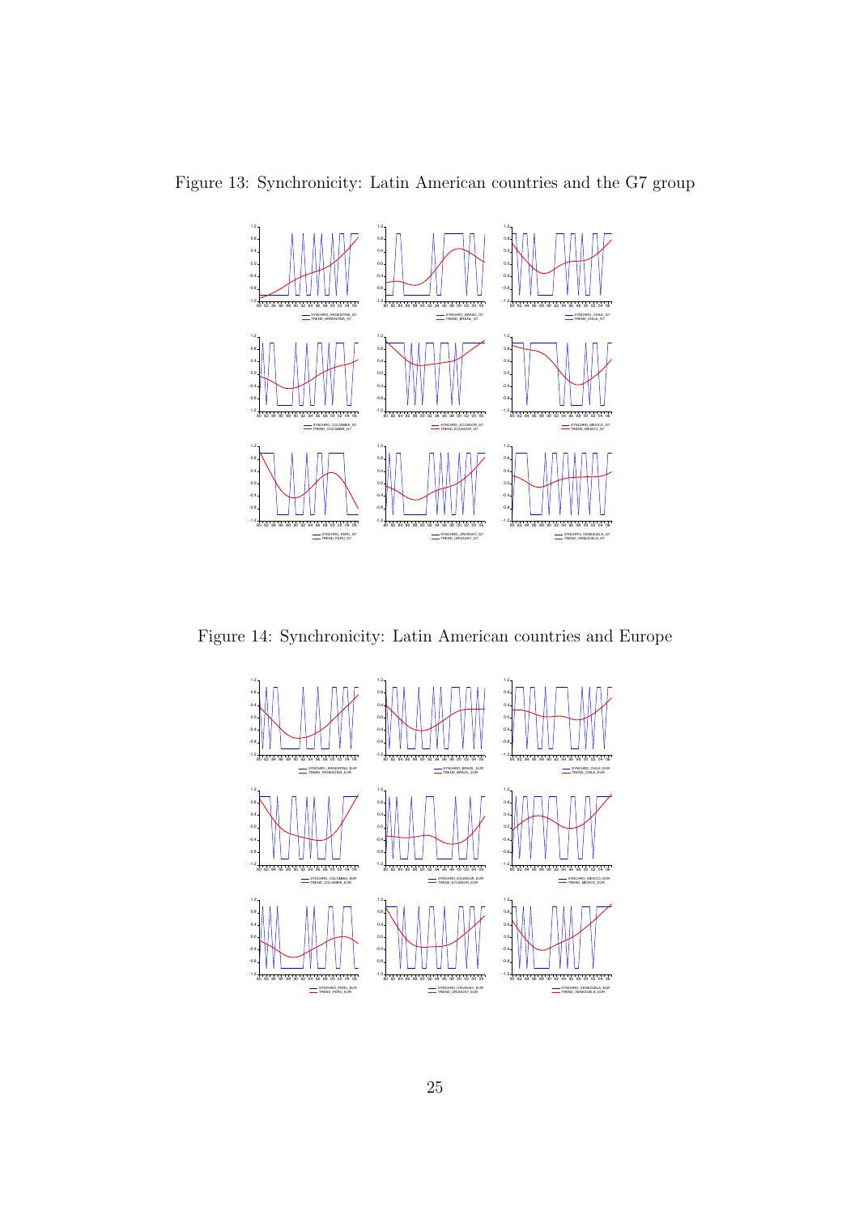Figure 13: Synchronicity: Latin American countries and the G7 group

Figure 14: Synchronicity: Latin American countries and Europe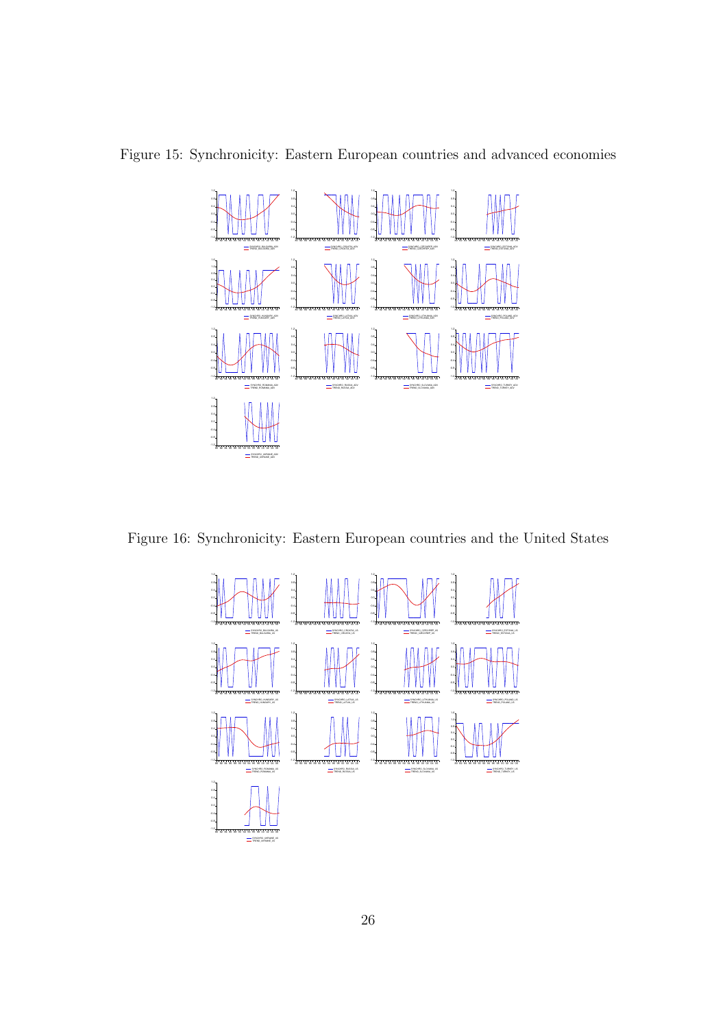Figure 15: Synchronicity: Eastern European countries and advanced economies

Figure 16: Synchronicity: Eastern European countries and the United States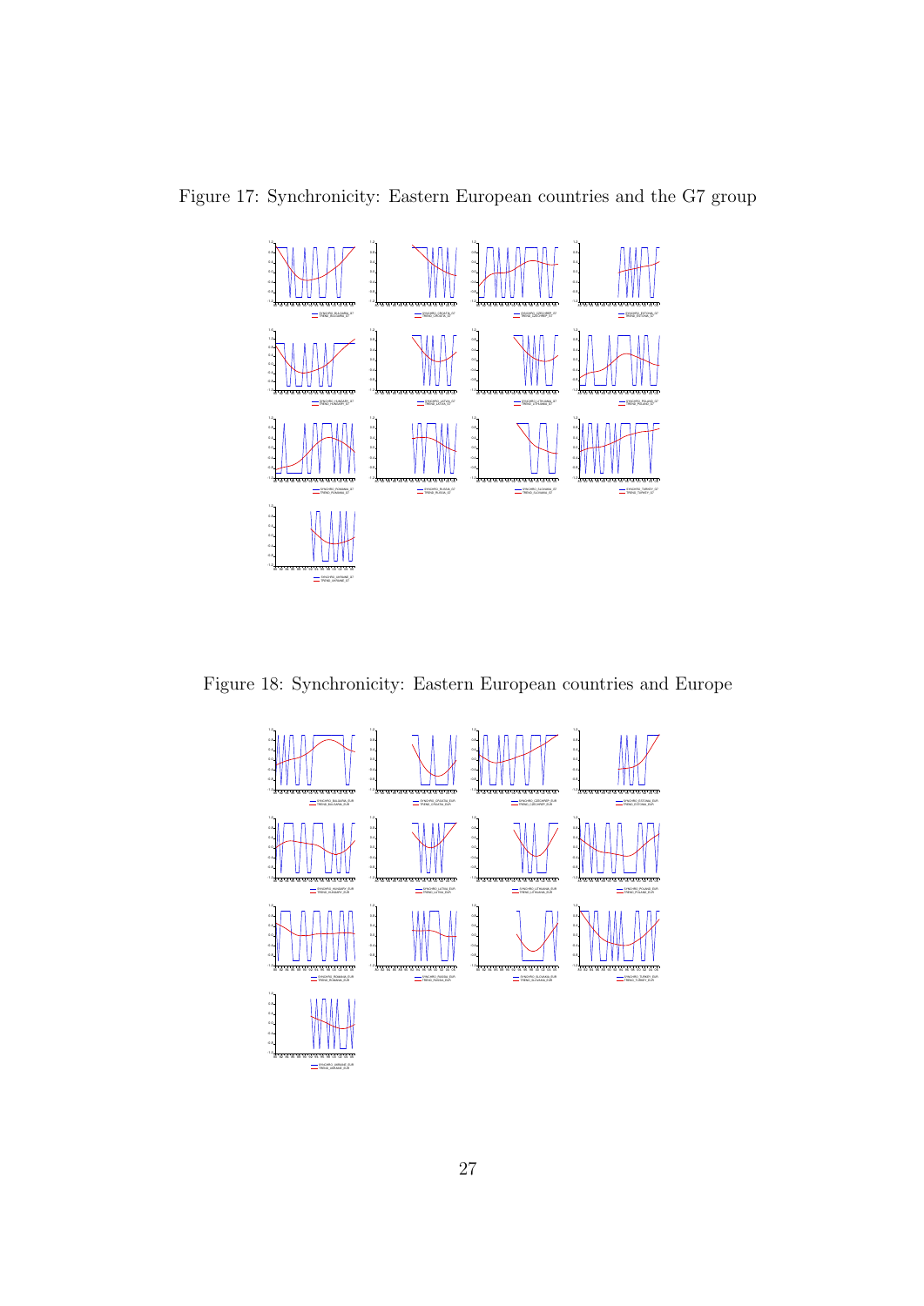Figure 17: Synchronicity: Eastern European countries and the G7 group

Figure 18: Synchronicity: Eastern European countries and Europe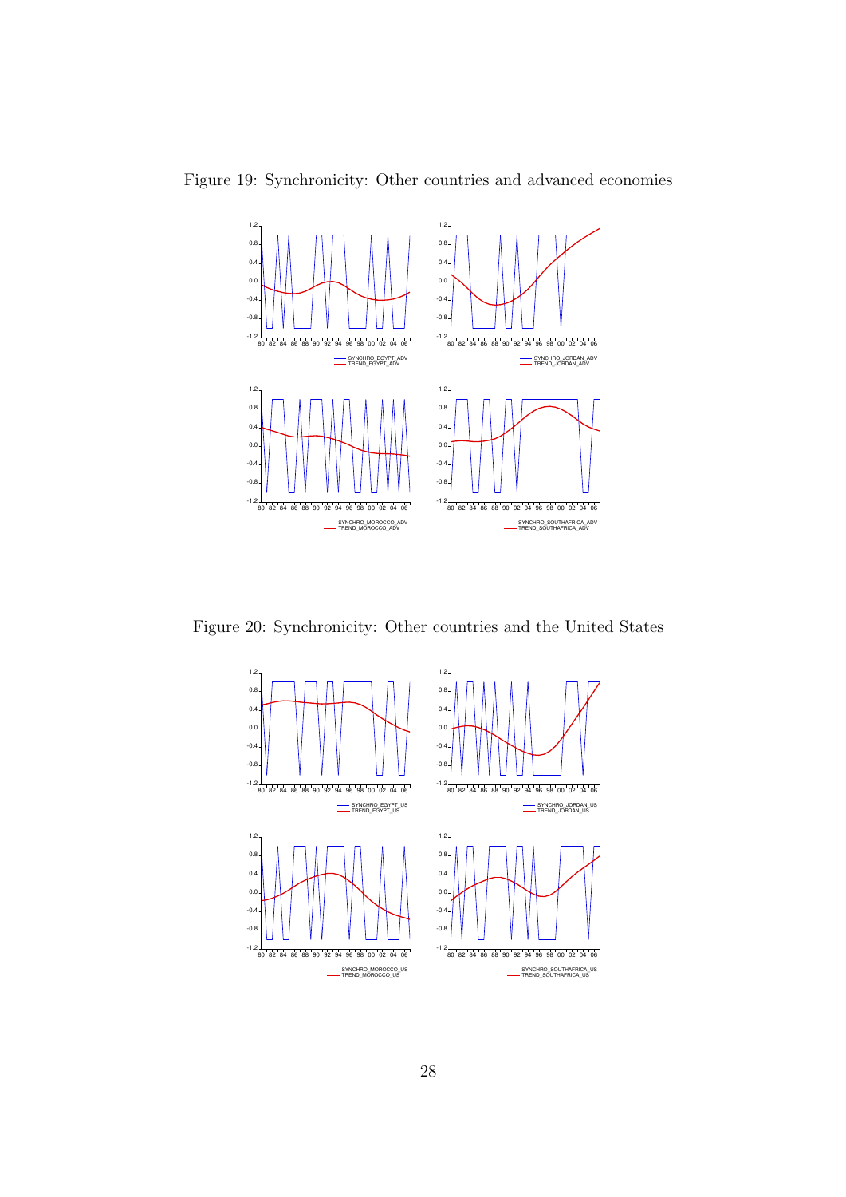Figure 19: Synchronicity: Other countries and advanced economies

Figure 20: Synchronicity: Other countries and the United States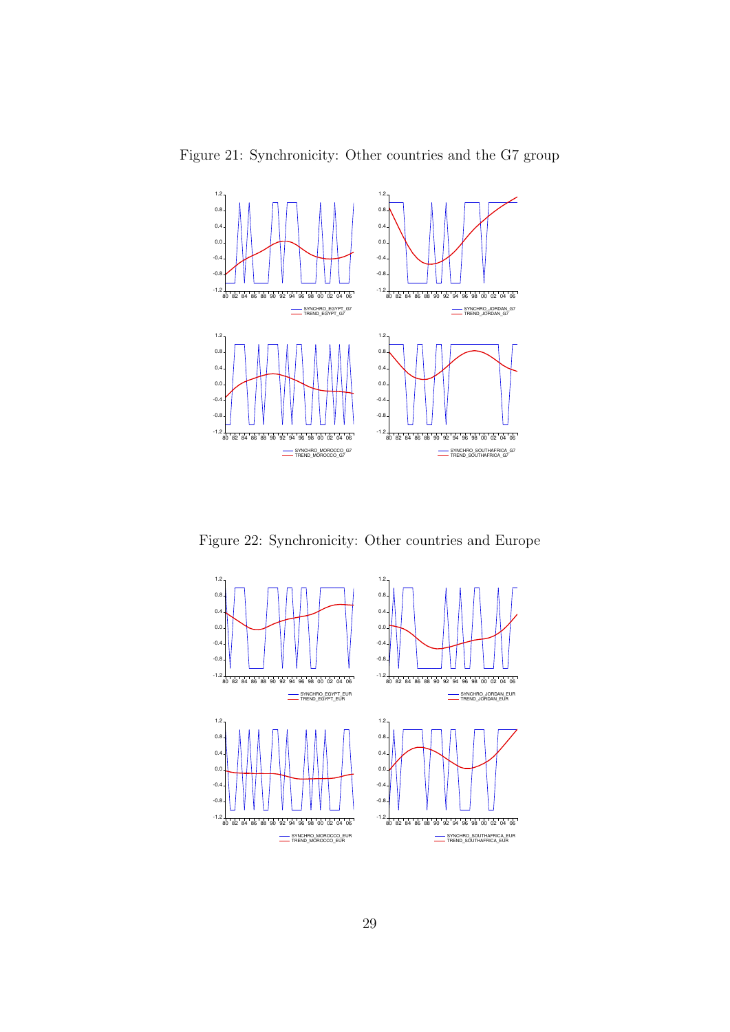Figure 21: Synchronicity: Other countries and the G7 group

1.2
0.8
0.4
0.0
-0.4
-0.8
-1.2
80 82 84 86 88 90 92 94 96 98 00 02 04 06
SYNCHRO_EGYPT_G7
TREND_EGYPT_G7

1.2
0.8
0.4
0.0
-0.4
-0.8
-1.2
80 82 84 86 88 90 92 94 96 98 00 02 04 06
SYNCHRO_JORDAN_G7
TREND_JORDAN_G7

1.2
0.8
0.4
0.0
-0.4
-0.8
-1.2
80 82 84 86 88 90 92 94 96 98 00 02 04 06
SYNCHRO_MOROCCO_G7
TREND_MOROCCO_G7

1.2
0.8
0.4
0.0
-0.4
-0.8
-1.2
80 82 84 86 88 90 92 94 96 98 00 02 04 06
SYNCHRO_SOUTHAFRICA_G7
TREND_SOUTHAFRICA_G7

Figure 22: Synchronicity: Other countries and Europe

1.2
0.8
0.4
0.0
-0.4
-0.8
-1.2
80 82 84 86 88 90 92 94 96 98 00 02 04 06
SYNCHRO_EGYPT_EUR
TREND_EGYPT_EUR

1.2
0.8
0.4
0.0
-0.4
-0.8
-1.2
80 82 84 86 88 90 92 94 96 98 00 02 04 06
SYNCHRO_JORDAN_EUR
TREND_JORDAN_EUR

1.2
0.8
0.4
0.0
-0.4
-0.8
-1.2
80 82 84 86 88 90 92 94 96 98 00 02 04 06
SYNCHRO_MOROCCO_EUR
TREND_MOROCCO_EUR

1.2
0.8
0.4
0.0
-0.4
-0.8
-1.2
80 82 84 86 88 90 92 94 96 98 00 02 04 06
SYNCHRO_SOUTHAFRICA_EUR
TREND_SOUTHAFRICA_EUR